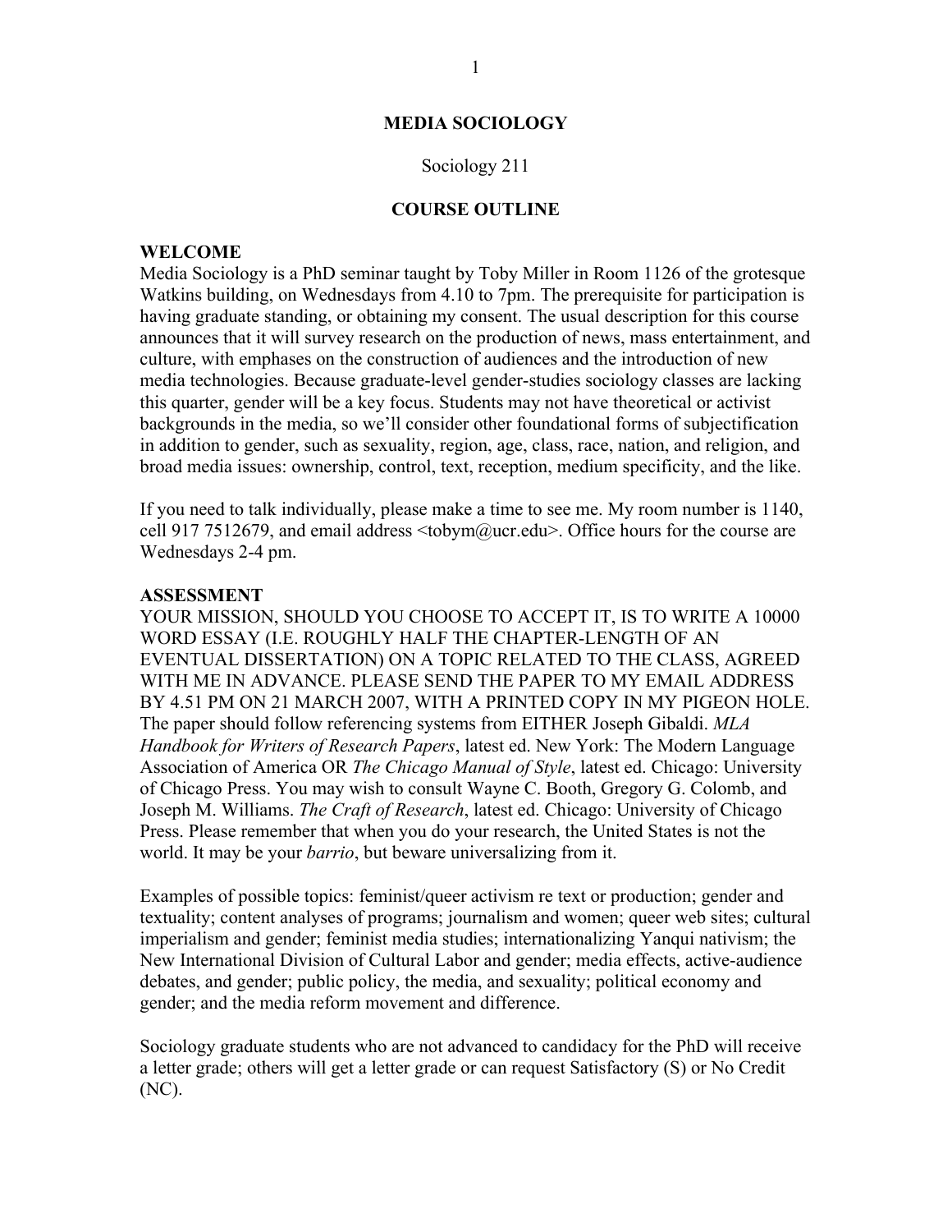# MEDIA SOCIOLOGY

Sociology 211

**COURSE OUTLINE**

## WELCOME

Media Sociology is a PhD seminar taught by Toby Miller in Room 1126 of the grotesque Watkins building, on Wednesdays from 4.10 to 7pm. The prerequisite for participation is having graduate standing, or obtaining my consent. The usual description for this course announces that it will survey research on the production of news, mass entertainment, and culture, with emphases on the construction of audiences and the introduction of new media technologies. Because graduate-level gender-studies sociology classes are lacking this quarter, gender will be a key focus. Students may not have theoretical or activist backgrounds in the media, so we'll consider other foundational forms of subjectification in addition to gender, such as sexuality, region, age, class, race, nation, and religion, and broad media issues: ownership, control, text, reception, medium specificity, and the like.

If you need to talk individually, please make a time to see me. My room number is 1140, cell 917 7512679, and email address <tobym@ucr.edu>. Office hours for the course are Wednesdays 2-4 pm.

## ASSESSMENT

YOUR MISSION, SHOULD YOU CHOOSE TO ACCEPT IT, IS TO WRITE A 10000 WORD ESSAY (I.E. ROUGHLY HALF THE CHAPTER-LENGTH OF AN EVENTUAL DISSERTATION) ON A TOPIC RELATED TO THE CLASS, AGREED WITH ME IN ADVANCE. PLEASE SEND THE PAPER TO MY EMAIL ADDRESS BY 4.51 PM ON 21 MARCH 2007, WITH A PRINTED COPY IN MY PIGEON HOLE. The paper should follow referencing systems from EITHER Joseph Gibaldi. *MLA Handbook for Writers of Research Papers*, latest ed. New York: The Modern Language Association of America OR *The Chicago Manual of Style*, latest ed. Chicago: University of Chicago Press. You may wish to consult Wayne C. Booth, Gregory G. Colomb, and Joseph M. Williams. *The Craft of Research*, latest ed. Chicago: University of Chicago Press. Please remember that when you do your research, the United States is not the world. It may be your *barrio*, but beware universalizing from it.

Examples of possible topics: feminist/queer activism re text or production; gender and textuality; content analyses of programs; journalism and women; queer web sites; cultural imperialism and gender; feminist media studies; internationalizing Yanqui nativism; the New International Division of Cultural Labor and gender; media effects, active-audience debates, and gender; public policy, the media, and sexuality; political economy and gender; and the media reform movement and difference.

Sociology graduate students who are not advanced to candidacy for the PhD will receive a letter grade; others will get a letter grade or can request Satisfactory (S) or No Credit (NC).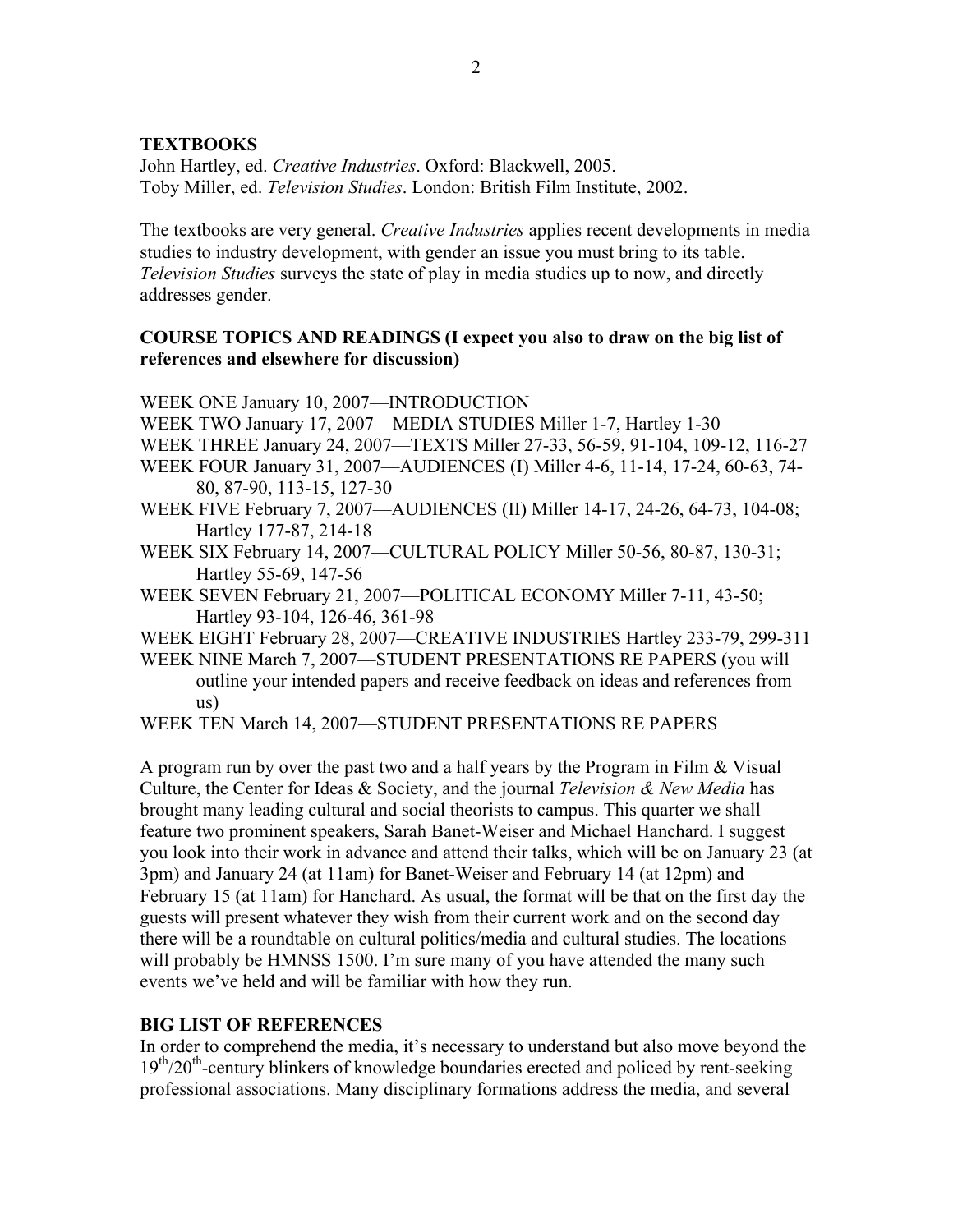**TEXTBOOKS**

John Hartley, ed. *Creative Industries*. Oxford: Blackwell, 2005.
Toby Miller, ed. *Television Studies*. London: British Film Institute, 2002.

The textbooks are very general. *Creative Industries* applies recent developments in media studies to industry development, with gender an issue you must bring to its table. *Television Studies* surveys the state of play in media studies up to now, and directly addresses gender.

**COURSE TOPICS AND READINGS (I expect you also to draw on the big list of references and elsewhere for discussion)**

WEEK ONE January 10, 2007—INTRODUCTION
WEEK TWO January 17, 2007—MEDIA STUDIES Miller 1-7, Hartley 1-30
WEEK THREE January 24, 2007—TEXTS Miller 27-33, 56-59, 91-104, 109-12, 116-27
WEEK FOUR January 31, 2007—AUDIENCES (I) Miller 4-6, 11-14, 17-24, 60-63, 74-80, 87-90, 113-15, 127-30
WEEK FIVE February 7, 2007—AUDIENCES (II) Miller 14-17, 24-26, 64-73, 104-08; Hartley 177-87, 214-18
WEEK SIX February 14, 2007—CULTURAL POLICY Miller 50-56, 80-87, 130-31; Hartley 55-69, 147-56
WEEK SEVEN February 21, 2007—POLITICAL ECONOMY Miller 7-11, 43-50; Hartley 93-104, 126-46, 361-98
WEEK EIGHT February 28, 2007—CREATIVE INDUSTRIES Hartley 233-79, 299-311
WEEK NINE March 7, 2007—STUDENT PRESENTATIONS RE PAPERS (you will outline your intended papers and receive feedback on ideas and references from us)
WEEK TEN March 14, 2007—STUDENT PRESENTATIONS RE PAPERS

A program run by over the past two and a half years by the Program in Film & Visual Culture, the Center for Ideas & Society, and the journal *Television & New Media* has brought many leading cultural and social theorists to campus. This quarter we shall feature two prominent speakers, Sarah Banet-Weiser and Michael Hanchard. I suggest you look into their work in advance and attend their talks, which will be on January 23 (at 3pm) and January 24 (at 11am) for Banet-Weiser and February 14 (at 12pm) and February 15 (at 11am) for Hanchard. As usual, the format will be that on the first day the guests will present whatever they wish from their current work and on the second day there will be a roundtable on cultural politics/media and cultural studies. The locations will probably be HMNSS 1500. I'm sure many of you have attended the many such events we've held and will be familiar with how they run.

**BIG LIST OF REFERENCES**

In order to comprehend the media, it's necessary to understand but also move beyond the 19th/20th-century blinkers of knowledge boundaries erected and policed by rent-seeking professional associations. Many disciplinary formations address the media, and several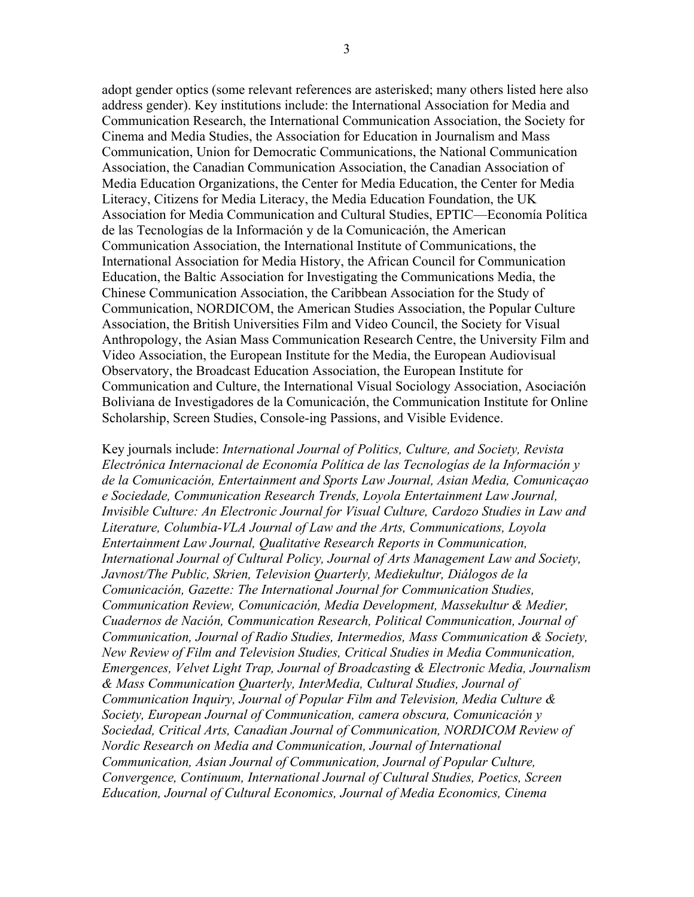adopt gender optics (some relevant references are asterisked; many others listed here also address gender). Key institutions include: the International Association for Media and Communication Research, the International Communication Association, the Society for Cinema and Media Studies, the Association for Education in Journalism and Mass Communication, Union for Democratic Communications, the National Communication Association, the Canadian Communication Association, the Canadian Association of Media Education Organizations, the Center for Media Education, the Center for Media Literacy, Citizens for Media Literacy, the Media Education Foundation, the UK Association for Media Communication and Cultural Studies, EPTIC—Economía Política de las Tecnologías de la Información y de la Comunicación, the American Communication Association, the International Institute of Communications, the International Association for Media History, the African Council for Communication Education, the Baltic Association for Investigating the Communications Media, the Chinese Communication Association, the Caribbean Association for the Study of Communication, NORDICOM, the American Studies Association, the Popular Culture Association, the British Universities Film and Video Council, the Society for Visual Anthropology, the Asian Mass Communication Research Centre, the University Film and Video Association, the European Institute for the Media, the European Audiovisual Observatory, the Broadcast Education Association, the European Institute for Communication and Culture, the International Visual Sociology Association, Asociación Boliviana de Investigadores de la Comunicación, the Communication Institute for Online Scholarship, Screen Studies, Console-ing Passions, and Visible Evidence.

Key journals include: *International Journal of Politics, Culture, and Society, Revista Electrónica Internacional de Economía Política de las Tecnologías de la Información y de la Comunicación, Entertainment and Sports Law Journal, Asian Media, Comunicaçao e Sociedade, Communication Research Trends, Loyola Entertainment Law Journal, Invisible Culture: An Electronic Journal for Visual Culture, Cardozo Studies in Law and Literature, Columbia-VLA Journal of Law and the Arts, Communications, Loyola Entertainment Law Journal, Qualitative Research Reports in Communication, International Journal of Cultural Policy, Journal of Arts Management Law and Society, Javnost/The Public, Skrien, Television Quarterly, Mediekultur, Diálogos de la Comunicación, Gazette: The International Journal for Communication Studies, Communication Review, Comunicación, Media Development, Massekultur & Medier, Cuadernos de Nación, Communication Research, Political Communication, Journal of Communication, Journal of Radio Studies, Intermedios, Mass Communication & Society, New Review of Film and Television Studies, Critical Studies in Media Communication, Emergences, Velvet Light Trap, Journal of Broadcasting & Electronic Media, Journalism & Mass Communication Quarterly, InterMedia, Cultural Studies, Journal of Communication Inquiry, Journal of Popular Film and Television, Media Culture & Society, European Journal of Communication, camera obscura, Comunicación y Sociedad, Critical Arts, Canadian Journal of Communication, NORDICOM Review of Nordic Research on Media and Communication, Journal of International Communication, Asian Journal of Communication, Journal of Popular Culture, Convergence, Continuum, International Journal of Cultural Studies, Poetics, Screen Education, Journal of Cultural Economics, Journal of Media Economics, Cinema*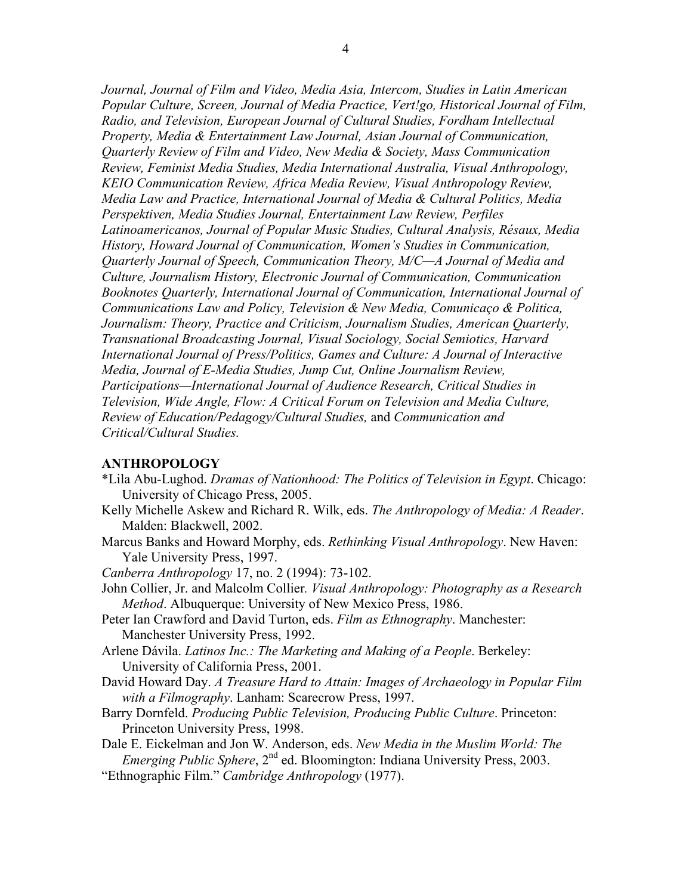*Journal, Journal of Film and Video, Media Asia, Intercom, Studies in Latin American Popular Culture, Screen, Journal of Media Practice, Vert!go, Historical Journal of Film, Radio, and Television, European Journal of Cultural Studies, Fordham Intellectual Property, Media & Entertainment Law Journal, Asian Journal of Communication, Quarterly Review of Film and Video, New Media & Society, Mass Communication Review, Feminist Media Studies, Media International Australia, Visual Anthropology, KEIO Communication Review, Africa Media Review, Visual Anthropology Review, Media Law and Practice, International Journal of Media & Cultural Politics, Media Perspektiven, Media Studies Journal, Entertainment Law Review, Perfiles Latinoamericanos, Journal of Popular Music Studies, Cultural Analysis, Résaux, Media History, Howard Journal of Communication, Women's Studies in Communication, Quarterly Journal of Speech, Communication Theory, M/C—A Journal of Media and Culture, Journalism History, Electronic Journal of Communication, Communication Booknotes Quarterly, International Journal of Communication, International Journal of Communications Law and Policy, Television & New Media, Comunicaço & Politica, Journalism: Theory, Practice and Criticism, Journalism Studies, American Quarterly, Transnational Broadcasting Journal, Visual Sociology, Social Semiotics, Harvard International Journal of Press/Politics, Games and Culture: A Journal of Interactive Media, Journal of E-Media Studies, Jump Cut, Online Journalism Review, Participations—International Journal of Audience Research, Critical Studies in Television, Wide Angle, Flow: A Critical Forum on Television and Media Culture, Review of Education/Pedagogy/Cultural Studies,* and *Communication and Critical/Cultural Studies.*

**ANTHROPOLOGY**

*Lila Abu-Lughod. *Dramas of Nationhood: The Politics of Television in Egypt*. Chicago: University of Chicago Press, 2005.

Kelly Michelle Askew and Richard R. Wilk, eds. *The Anthropology of Media: A Reader*. Malden: Blackwell, 2002.

Marcus Banks and Howard Morphy, eds. *Rethinking Visual Anthropology*. New Haven: Yale University Press, 1997.

*Canberra Anthropology* 17, no. 2 (1994): 73-102.

John Collier, Jr. and Malcolm Collier. *Visual Anthropology: Photography as a Research Method*. Albuquerque: University of New Mexico Press, 1986.

Peter Ian Crawford and David Turton, eds. *Film as Ethnography*. Manchester: Manchester University Press, 1992.

Arlene Dávila. *Latinos Inc.: The Marketing and Making of a People*. Berkeley: University of California Press, 2001.

David Howard Day. *A Treasure Hard to Attain: Images of Archaeology in Popular Film with a Filmography*. Lanham: Scarecrow Press, 1997.

Barry Dornfeld. *Producing Public Television, Producing Public Culture*. Princeton: Princeton University Press, 1998.

Dale E. Eickelman and Jon W. Anderson, eds. *New Media in the Muslim World: The Emerging Public Sphere*, 2nd ed. Bloomington: Indiana University Press, 2003.

"Ethnographic Film." *Cambridge Anthropology* (1977).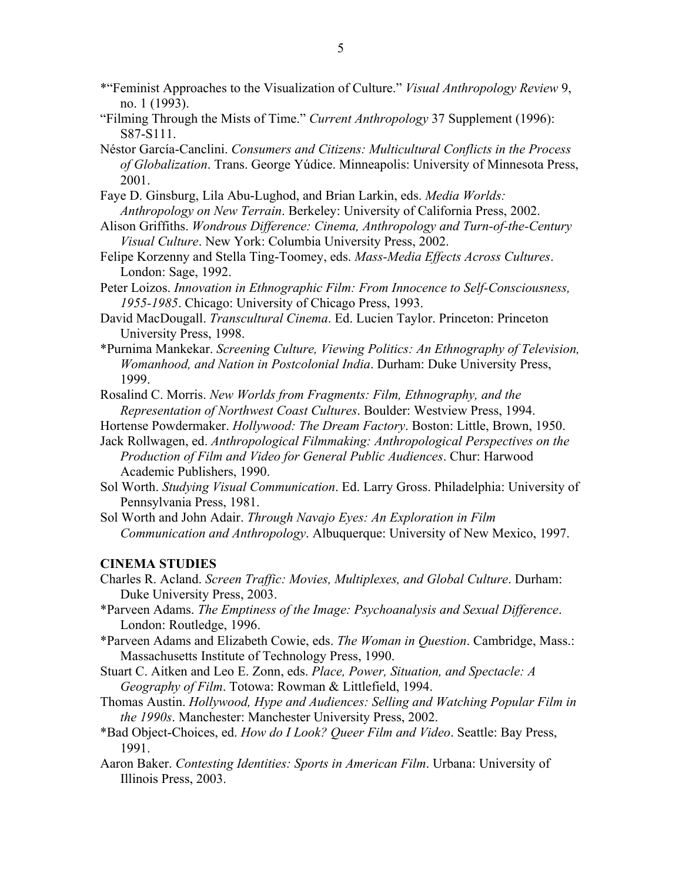*"Feminist Approaches to the Visualization of Culture." *Visual Anthropology Review* 9, no. 1 (1993).

"Filming Through the Mists of Time." *Current Anthropology* 37 Supplement (1996): S87-S111.

Néstor García-Canclini. *Consumers and Citizens: Multicultural Conflicts in the Process of Globalization*. Trans. George Yúdice. Minneapolis: University of Minnesota Press, 2001.

Faye D. Ginsburg, Lila Abu-Lughod, and Brian Larkin, eds. *Media Worlds: Anthropology on New Terrain*. Berkeley: University of California Press, 2002.

Alison Griffiths. *Wondrous Difference: Cinema, Anthropology and Turn-of-the-Century Visual Culture*. New York: Columbia University Press, 2002.

Felipe Korzenny and Stella Ting-Toomey, eds. *Mass-Media Effects Across Cultures*. London: Sage, 1992.

Peter Loizos. *Innovation in Ethnographic Film: From Innocence to Self-Consciousness, 1955-1985*. Chicago: University of Chicago Press, 1993.

David MacDougall. *Transcultural Cinema*. Ed. Lucien Taylor. Princeton: Princeton University Press, 1998.

*Purnima Mankekar. *Screening Culture, Viewing Politics: An Ethnography of Television, Womanhood, and Nation in Postcolonial India*. Durham: Duke University Press, 1999.

Rosalind C. Morris. *New Worlds from Fragments: Film, Ethnography, and the Representation of Northwest Coast Cultures*. Boulder: Westview Press, 1994.

Hortense Powdermaker. *Hollywood: The Dream Factory*. Boston: Little, Brown, 1950.

Jack Rollwagen, ed. *Anthropological Filmmaking: Anthropological Perspectives on the Production of Film and Video for General Public Audiences*. Chur: Harwood Academic Publishers, 1990.

Sol Worth. *Studying Visual Communication*. Ed. Larry Gross. Philadelphia: University of Pennsylvania Press, 1981.

Sol Worth and John Adair. *Through Navajo Eyes: An Exploration in Film Communication and Anthropology*. Albuquerque: University of New Mexico, 1997.

**CINEMA STUDIES**

Charles R. Acland. *Screen Traffic: Movies, Multiplexes, and Global Culture*. Durham: Duke University Press, 2003.

*Parveen Adams. *The Emptiness of the Image: Psychoanalysis and Sexual Difference*. London: Routledge, 1996.

*Parveen Adams and Elizabeth Cowie, eds. *The Woman in Question*. Cambridge, Mass.: Massachusetts Institute of Technology Press, 1990.

Stuart C. Aitken and Leo E. Zonn, eds. *Place, Power, Situation, and Spectacle: A Geography of Film*. Totowa: Rowman & Littlefield, 1994.

Thomas Austin. *Hollywood, Hype and Audiences: Selling and Watching Popular Film in the 1990s*. Manchester: Manchester University Press, 2002.

*Bad Object-Choices, ed. *How do I Look? Queer Film and Video*. Seattle: Bay Press, 1991.

Aaron Baker. *Contesting Identities: Sports in American Film*. Urbana: University of Illinois Press, 2003.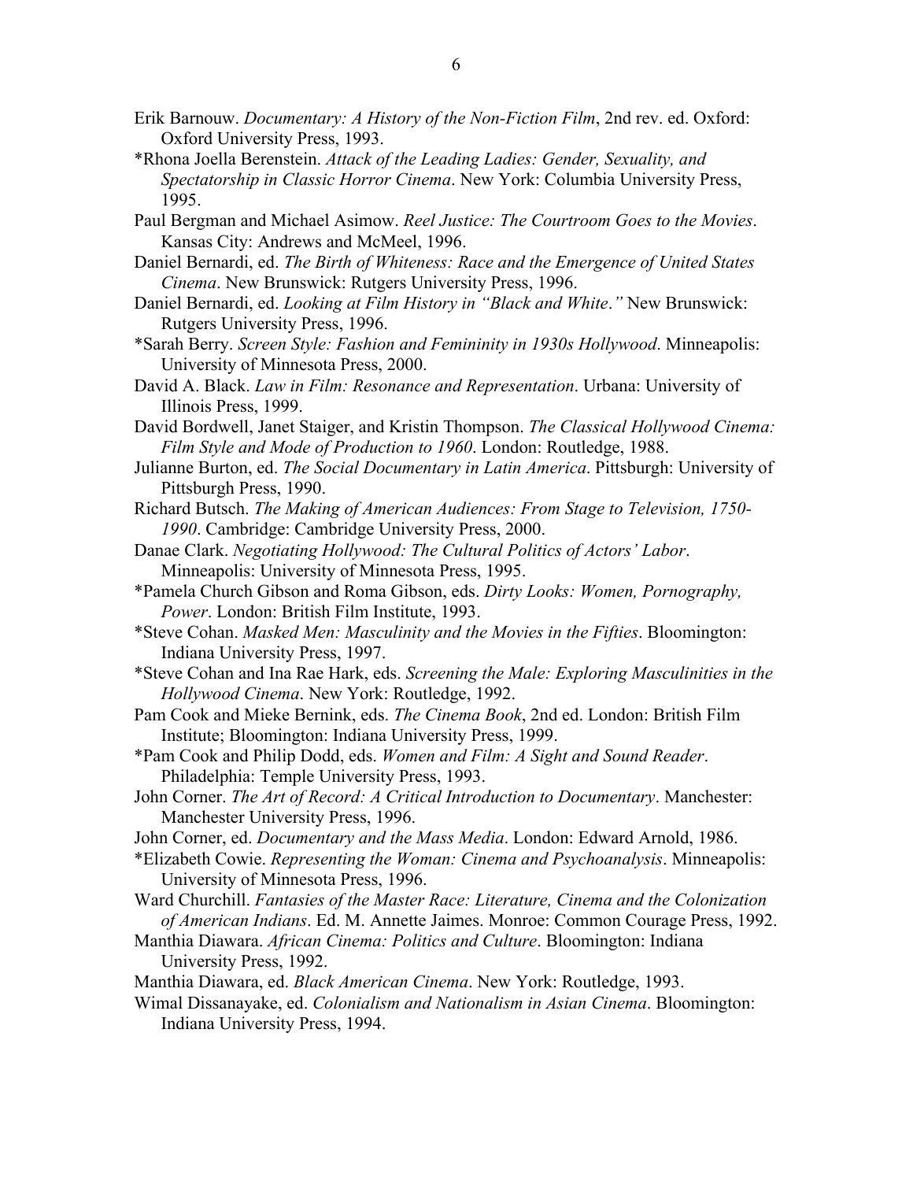Erik Barnouw. *Documentary: A History of the Non-Fiction Film*, 2nd rev. ed. Oxford: Oxford University Press, 1993.

*Rhona Joella Berenstein. *Attack of the Leading Ladies: Gender, Sexuality, and Spectatorship in Classic Horror Cinema*. New York: Columbia University Press, 1995.

Paul Bergman and Michael Asimow. *Reel Justice: The Courtroom Goes to the Movies*. Kansas City: Andrews and McMeel, 1996.

Daniel Bernardi, ed. *The Birth of Whiteness: Race and the Emergence of United States Cinema*. New Brunswick: Rutgers University Press, 1996.

Daniel Bernardi, ed. *Looking at Film History in "Black and White*.*"* New Brunswick: Rutgers University Press, 1996.

*Sarah Berry. *Screen Style: Fashion and Femininity in 1930s Hollywood*. Minneapolis: University of Minnesota Press, 2000.

David A. Black. *Law in Film: Resonance and Representation*. Urbana: University of Illinois Press, 1999.

David Bordwell, Janet Staiger, and Kristin Thompson. *The Classical Hollywood Cinema: Film Style and Mode of Production to 1960*. London: Routledge, 1988.

Julianne Burton, ed. *The Social Documentary in Latin America*. Pittsburgh: University of Pittsburgh Press, 1990.

Richard Butsch. *The Making of American Audiences: From Stage to Television, 1750-1990*. Cambridge: Cambridge University Press, 2000.

Danae Clark. *Negotiating Hollywood: The Cultural Politics of Actors' Labor*. Minneapolis: University of Minnesota Press, 1995.

*Pamela Church Gibson and Roma Gibson, eds. *Dirty Looks: Women, Pornography, Power*. London: British Film Institute, 1993.

*Steve Cohan. *Masked Men: Masculinity and the Movies in the Fifties*. Bloomington: Indiana University Press, 1997.

*Steve Cohan and Ina Rae Hark, eds. *Screening the Male: Exploring Masculinities in the Hollywood Cinema*. New York: Routledge, 1992.

Pam Cook and Mieke Bernink, eds. *The Cinema Book*, 2nd ed. London: British Film Institute; Bloomington: Indiana University Press, 1999.

*Pam Cook and Philip Dodd, eds. *Women and Film: A Sight and Sound Reader*. Philadelphia: Temple University Press, 1993.

John Corner. *The Art of Record: A Critical Introduction to Documentary*. Manchester: Manchester University Press, 1996.

John Corner, ed. *Documentary and the Mass Media*. London: Edward Arnold, 1986.

*Elizabeth Cowie. *Representing the Woman: Cinema and Psychoanalysis*. Minneapolis: University of Minnesota Press, 1996.

Ward Churchill. *Fantasies of the Master Race: Literature, Cinema and the Colonization of American Indians*. Ed. M. Annette Jaimes. Monroe: Common Courage Press, 1992.

Manthia Diawara. *African Cinema: Politics and Culture*. Bloomington: Indiana University Press, 1992.

Manthia Diawara, ed. *Black American Cinema*. New York: Routledge, 1993.

Wimal Dissanayake, ed. *Colonialism and Nationalism in Asian Cinema*. Bloomington: Indiana University Press, 1994.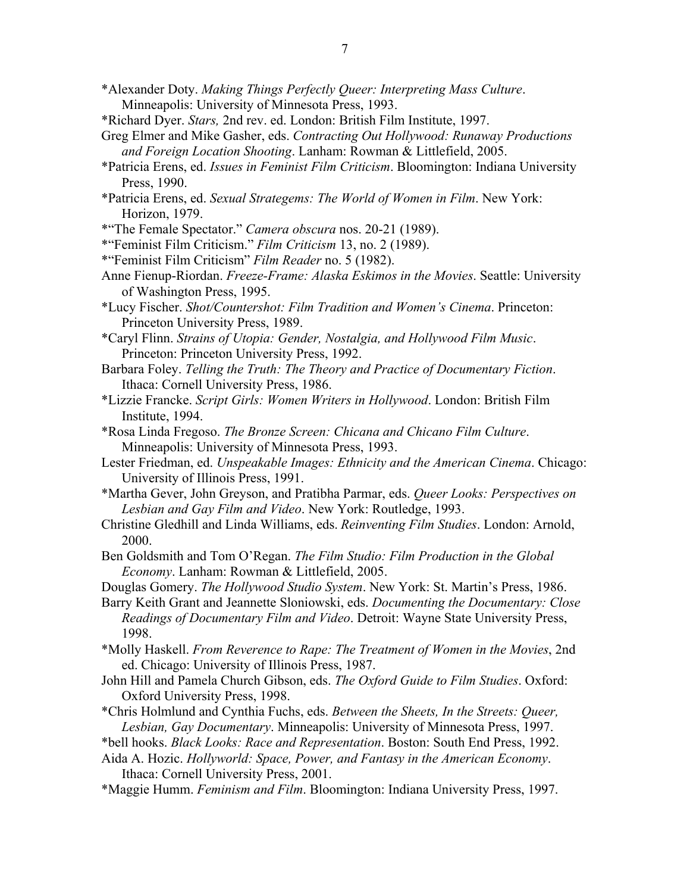*Alexander Doty. *Making Things Perfectly Queer: Interpreting Mass Culture*. Minneapolis: University of Minnesota Press, 1993.

*Richard Dyer. *Stars,* 2nd rev. ed. London: British Film Institute, 1997.

Greg Elmer and Mike Gasher, eds. *Contracting Out Hollywood: Runaway Productions and Foreign Location Shooting*. Lanham: Rowman & Littlefield, 2005.

*Patricia Erens, ed. *Issues in Feminist Film Criticism*. Bloomington: Indiana University Press, 1990.

*Patricia Erens, ed. *Sexual Strategems: The World of Women in Film*. New York: Horizon, 1979.

*"The Female Spectator." *Camera obscura* nos. 20-21 (1989).

*"Feminist Film Criticism." *Film Criticism* 13, no. 2 (1989).

*"Feminist Film Criticism" *Film Reader* no. 5 (1982).

Anne Fienup-Riordan. *Freeze-Frame: Alaska Eskimos in the Movies*. Seattle: University of Washington Press, 1995.

*Lucy Fischer. *Shot/Countershot: Film Tradition and Women's Cinema*. Princeton: Princeton University Press, 1989.

*Caryl Flinn. *Strains of Utopia: Gender, Nostalgia, and Hollywood Film Music*. Princeton: Princeton University Press, 1992.

Barbara Foley. *Telling the Truth: The Theory and Practice of Documentary Fiction*. Ithaca: Cornell University Press, 1986.

*Lizzie Francke. *Script Girls: Women Writers in Hollywood*. London: British Film Institute, 1994.

*Rosa Linda Fregoso. *The Bronze Screen: Chicana and Chicano Film Culture*. Minneapolis: University of Minnesota Press, 1993.

Lester Friedman, ed. *Unspeakable Images: Ethnicity and the American Cinema*. Chicago: University of Illinois Press, 1991.

*Martha Gever, John Greyson, and Pratibha Parmar, eds. *Queer Looks: Perspectives on Lesbian and Gay Film and Video*. New York: Routledge, 1993.

Christine Gledhill and Linda Williams, eds. *Reinventing Film Studies*. London: Arnold, 2000.

Ben Goldsmith and Tom O'Regan. *The Film Studio: Film Production in the Global Economy*. Lanham: Rowman & Littlefield, 2005.

Douglas Gomery. *The Hollywood Studio System*. New York: St. Martin's Press, 1986.

Barry Keith Grant and Jeannette Sloniowski, eds. *Documenting the Documentary: Close Readings of Documentary Film and Video*. Detroit: Wayne State University Press, 1998.

*Molly Haskell. *From Reverence to Rape: The Treatment of Women in the Movies*, 2nd ed. Chicago: University of Illinois Press, 1987.

John Hill and Pamela Church Gibson, eds. *The Oxford Guide to Film Studies*. Oxford: Oxford University Press, 1998.

*Chris Holmlund and Cynthia Fuchs, eds. *Between the Sheets, In the Streets: Queer, Lesbian, Gay Documentary*. Minneapolis: University of Minnesota Press, 1997.

*bell hooks. *Black Looks: Race and Representation*. Boston: South End Press, 1992.

Aida A. Hozic. *Hollyworld: Space, Power, and Fantasy in the American Economy*. Ithaca: Cornell University Press, 2001.

*Maggie Humm. *Feminism and Film*. Bloomington: Indiana University Press, 1997.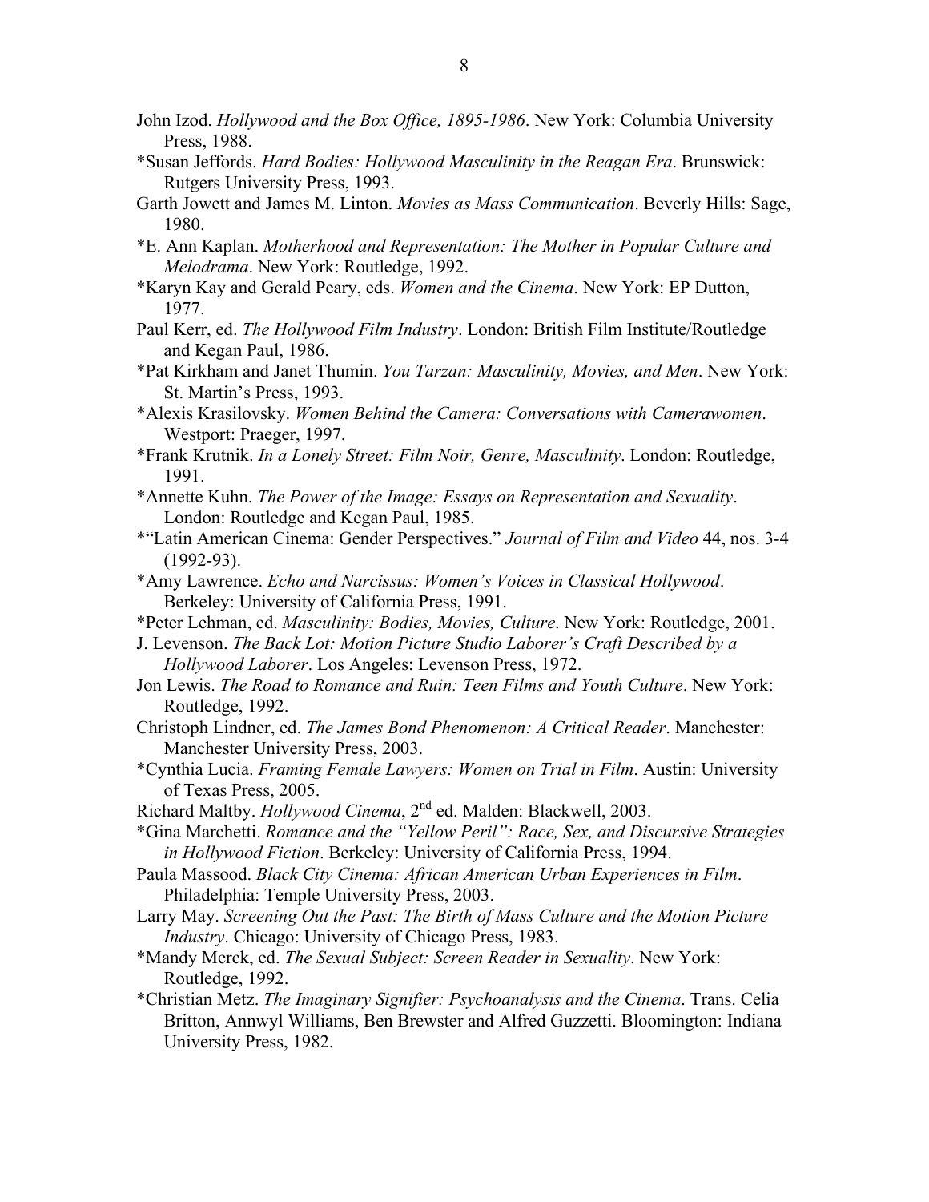John Izod. *Hollywood and the Box Office, 1895-1986*. New York: Columbia University Press, 1988.

*Susan Jeffords. *Hard Bodies: Hollywood Masculinity in the Reagan Era*. Brunswick: Rutgers University Press, 1993.

Garth Jowett and James M. Linton. *Movies as Mass Communication*. Beverly Hills: Sage, 1980.

*E. Ann Kaplan. *Motherhood and Representation: The Mother in Popular Culture and Melodrama*. New York: Routledge, 1992.

*Karyn Kay and Gerald Peary, eds. *Women and the Cinema*. New York: EP Dutton, 1977.

Paul Kerr, ed. *The Hollywood Film Industry*. London: British Film Institute/Routledge and Kegan Paul, 1986.

*Pat Kirkham and Janet Thumin. *You Tarzan: Masculinity, Movies, and Men*. New York: St. Martin's Press, 1993.

*Alexis Krasilovsky. *Women Behind the Camera: Conversations with Camerawomen*. Westport: Praeger, 1997.

*Frank Krutnik. *In a Lonely Street: Film Noir, Genre, Masculinity*. London: Routledge, 1991.

*Annette Kuhn. *The Power of the Image: Essays on Representation and Sexuality*. London: Routledge and Kegan Paul, 1985.

*"Latin American Cinema: Gender Perspectives." *Journal of Film and Video* 44, nos. 3-4 (1992-93).

*Amy Lawrence. *Echo and Narcissus: Women's Voices in Classical Hollywood*. Berkeley: University of California Press, 1991.

*Peter Lehman, ed. *Masculinity: Bodies, Movies, Culture*. New York: Routledge, 2001.

J. Levenson. *The Back Lot: Motion Picture Studio Laborer's Craft Described by a Hollywood Laborer*. Los Angeles: Levenson Press, 1972.

Jon Lewis. *The Road to Romance and Ruin: Teen Films and Youth Culture*. New York: Routledge, 1992.

Christoph Lindner, ed. *The James Bond Phenomenon: A Critical Reader*. Manchester: Manchester University Press, 2003.

*Cynthia Lucia. *Framing Female Lawyers: Women on Trial in Film*. Austin: University of Texas Press, 2005.

Richard Maltby. *Hollywood Cinema*, 2nd ed. Malden: Blackwell, 2003.

*Gina Marchetti. *Romance and the "Yellow Peril": Race, Sex, and Discursive Strategies in Hollywood Fiction*. Berkeley: University of California Press, 1994.

Paula Massood. *Black City Cinema: African American Urban Experiences in Film*. Philadelphia: Temple University Press, 2003.

Larry May. *Screening Out the Past: The Birth of Mass Culture and the Motion Picture Industry*. Chicago: University of Chicago Press, 1983.

*Mandy Merck, ed. *The Sexual Subject: Screen Reader in Sexuality*. New York: Routledge, 1992.

*Christian Metz. *The Imaginary Signifier: Psychoanalysis and the Cinema*. Trans. Celia Britton, Annwyl Williams, Ben Brewster and Alfred Guzzetti. Bloomington: Indiana University Press, 1982.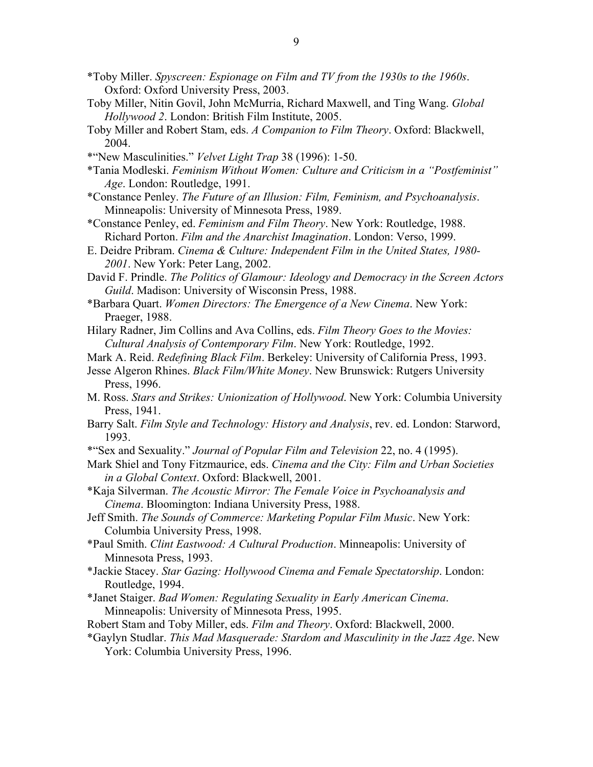*Toby Miller. *Spyscreen: Espionage on Film and TV from the 1930s to the 1960s*. Oxford: Oxford University Press, 2003.

Toby Miller, Nitin Govil, John McMurria, Richard Maxwell, and Ting Wang. *Global Hollywood 2*. London: British Film Institute, 2005.

Toby Miller and Robert Stam, eds. *A Companion to Film Theory*. Oxford: Blackwell, 2004.

*"New Masculinities." *Velvet Light Trap* 38 (1996): 1-50.

*Tania Modleski. *Feminism Without Women: Culture and Criticism in a "Postfeminist" Age*. London: Routledge, 1991.

*Constance Penley. *The Future of an Illusion: Film, Feminism, and Psychoanalysis*. Minneapolis: University of Minnesota Press, 1989.

*Constance Penley, ed. *Feminism and Film Theory*. New York: Routledge, 1988. Richard Porton. *Film and the Anarchist Imagination*. London: Verso, 1999.

E. Deidre Pribram. *Cinema & Culture: Independent Film in the United States, 1980-2001*. New York: Peter Lang, 2002.

David F. Prindle. *The Politics of Glamour: Ideology and Democracy in the Screen Actors Guild*. Madison: University of Wisconsin Press, 1988.

*Barbara Quart. *Women Directors: The Emergence of a New Cinema*. New York: Praeger, 1988.

Hilary Radner, Jim Collins and Ava Collins, eds. *Film Theory Goes to the Movies: Cultural Analysis of Contemporary Film*. New York: Routledge, 1992.

Mark A. Reid. *Redefining Black Film*. Berkeley: University of California Press, 1993.

Jesse Algeron Rhines. *Black Film/White Money*. New Brunswick: Rutgers University Press, 1996.

M. Ross. *Stars and Strikes: Unionization of Hollywood*. New York: Columbia University Press, 1941.

Barry Salt. *Film Style and Technology: History and Analysis*, rev. ed. London: Starword, 1993.

*"Sex and Sexuality." *Journal of Popular Film and Television* 22, no. 4 (1995).

Mark Shiel and Tony Fitzmaurice, eds. *Cinema and the City: Film and Urban Societies in a Global Context*. Oxford: Blackwell, 2001.

*Kaja Silverman. *The Acoustic Mirror: The Female Voice in Psychoanalysis and Cinema*. Bloomington: Indiana University Press, 1988.

Jeff Smith. *The Sounds of Commerce: Marketing Popular Film Music*. New York: Columbia University Press, 1998.

*Paul Smith. *Clint Eastwood: A Cultural Production*. Minneapolis: University of Minnesota Press, 1993.

*Jackie Stacey. *Star Gazing: Hollywood Cinema and Female Spectatorship*. London: Routledge, 1994.

*Janet Staiger. *Bad Women: Regulating Sexuality in Early American Cinema*. Minneapolis: University of Minnesota Press, 1995.

Robert Stam and Toby Miller, eds. *Film and Theory*. Oxford: Blackwell, 2000.

*Gaylyn Studlar. *This Mad Masquerade: Stardom and Masculinity in the Jazz Age*. New York: Columbia University Press, 1996.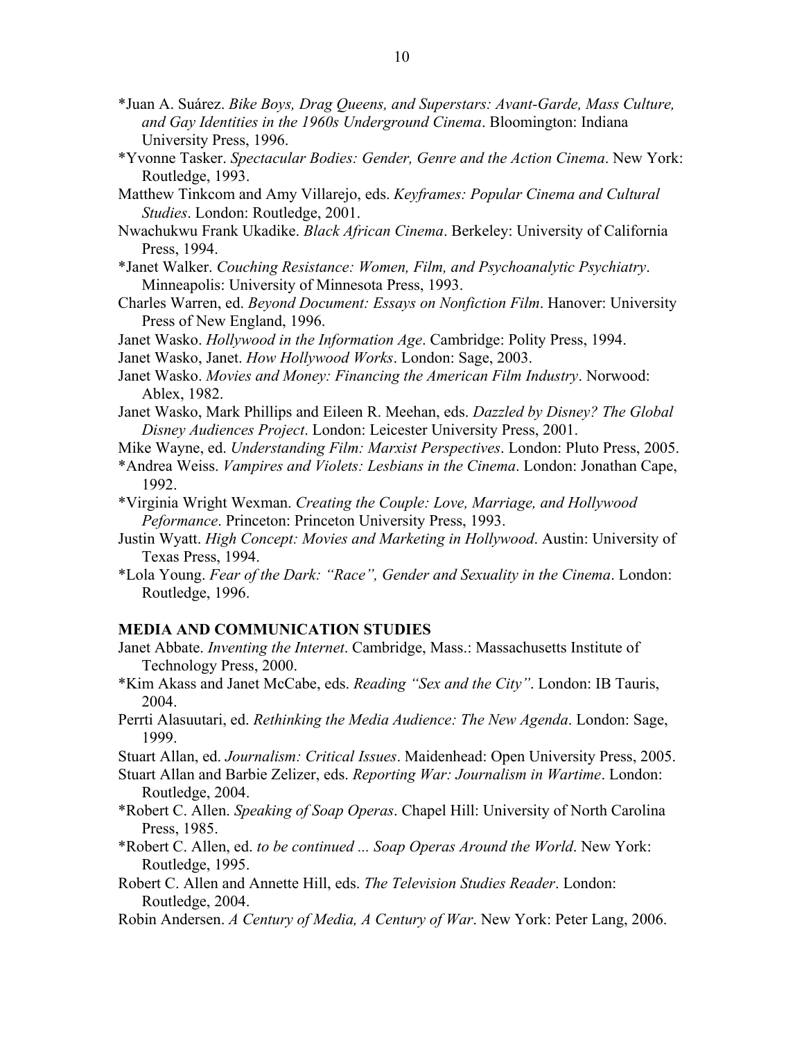*Juan A. Suárez. *Bike Boys, Drag Queens, and Superstars: Avant-Garde, Mass Culture, and Gay Identities in the 1960s Underground Cinema*. Bloomington: Indiana University Press, 1996.

*Yvonne Tasker. *Spectacular Bodies: Gender, Genre and the Action Cinema*. New York: Routledge, 1993.

Matthew Tinkcom and Amy Villarejo, eds. *Keyframes: Popular Cinema and Cultural Studies*. London: Routledge, 2001.

Nwachukwu Frank Ukadike. *Black African Cinema*. Berkeley: University of California Press, 1994.

*Janet Walker. *Couching Resistance: Women, Film, and Psychoanalytic Psychiatry*. Minneapolis: University of Minnesota Press, 1993.

Charles Warren, ed. *Beyond Document: Essays on Nonfiction Film*. Hanover: University Press of New England, 1996.

Janet Wasko. *Hollywood in the Information Age*. Cambridge: Polity Press, 1994.

Janet Wasko, Janet. *How Hollywood Works*. London: Sage, 2003.

Janet Wasko. *Movies and Money: Financing the American Film Industry*. Norwood: Ablex, 1982.

Janet Wasko, Mark Phillips and Eileen R. Meehan, eds. *Dazzled by Disney? The Global Disney Audiences Project*. London: Leicester University Press, 2001.

Mike Wayne, ed. *Understanding Film: Marxist Perspectives*. London: Pluto Press, 2005.

*Andrea Weiss. *Vampires and Violets: Lesbians in the Cinema*. London: Jonathan Cape, 1992.

*Virginia Wright Wexman. *Creating the Couple: Love, Marriage, and Hollywood Peformance*. Princeton: Princeton University Press, 1993.

Justin Wyatt. *High Concept: Movies and Marketing in Hollywood*. Austin: University of Texas Press, 1994.

*Lola Young. *Fear of the Dark: "Race", Gender and Sexuality in the Cinema*. London: Routledge, 1996.

## MEDIA AND COMMUNICATION STUDIES

Janet Abbate. *Inventing the Internet*. Cambridge, Mass.: Massachusetts Institute of Technology Press, 2000.

*Kim Akass and Janet McCabe, eds. *Reading "Sex and the City"*. London: IB Tauris, 2004.

Perrti Alasuutari, ed. *Rethinking the Media Audience: The New Agenda*. London: Sage, 1999.

Stuart Allan, ed. *Journalism: Critical Issues*. Maidenhead: Open University Press, 2005.

Stuart Allan and Barbie Zelizer, eds. *Reporting War: Journalism in Wartime*. London: Routledge, 2004.

*Robert C. Allen. *Speaking of Soap Operas*. Chapel Hill: University of North Carolina Press, 1985.

*Robert C. Allen, ed. *to be continued ... Soap Operas Around the World*. New York: Routledge, 1995.

Robert C. Allen and Annette Hill, eds. *The Television Studies Reader*. London: Routledge, 2004.

Robin Andersen. *A Century of Media, A Century of War*. New York: Peter Lang, 2006.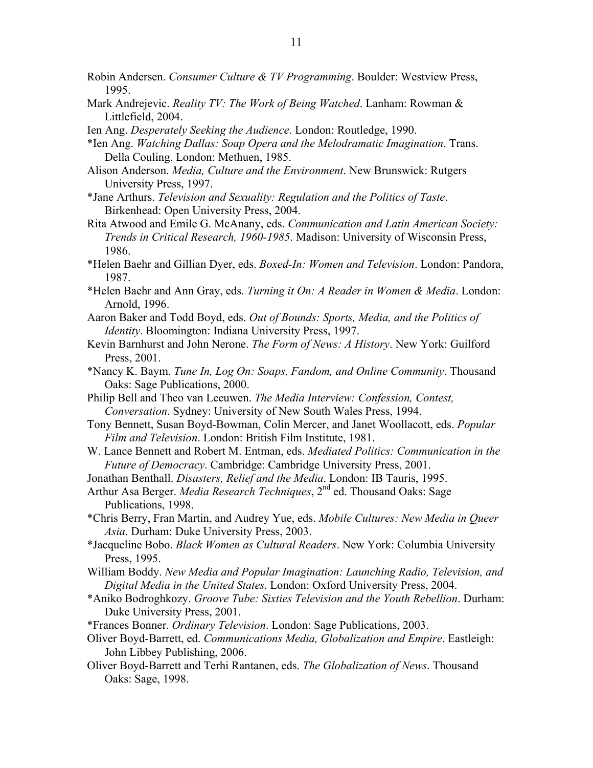Robin Andersen. *Consumer Culture & TV Programming*. Boulder: Westview Press, 1995.

Mark Andrejevic. *Reality TV: The Work of Being Watched*. Lanham: Rowman & Littlefield, 2004.

Ien Ang. *Desperately Seeking the Audience*. London: Routledge, 1990.

*Ien Ang. *Watching Dallas: Soap Opera and the Melodramatic Imagination*. Trans. Della Couling. London: Methuen, 1985.

Alison Anderson. *Media, Culture and the Environment*. New Brunswick: Rutgers University Press, 1997.

*Jane Arthurs. *Television and Sexuality: Regulation and the Politics of Taste*. Birkenhead: Open University Press, 2004.

Rita Atwood and Emile G. McAnany, eds. *Communication and Latin American Society: Trends in Critical Research, 1960-1985*. Madison: University of Wisconsin Press, 1986.

*Helen Baehr and Gillian Dyer, eds. *Boxed-In: Women and Television*. London: Pandora, 1987.

*Helen Baehr and Ann Gray, eds. *Turning it On: A Reader in Women & Media*. London: Arnold, 1996.

Aaron Baker and Todd Boyd, eds. *Out of Bounds: Sports, Media, and the Politics of Identity*. Bloomington: Indiana University Press, 1997.

Kevin Barnhurst and John Nerone. *The Form of News: A History*. New York: Guilford Press, 2001.

*Nancy K. Baym. *Tune In, Log On: Soaps, Fandom, and Online Community*. Thousand Oaks: Sage Publications, 2000.

Philip Bell and Theo van Leeuwen. *The Media Interview: Confession, Contest, Conversation*. Sydney: University of New South Wales Press, 1994.

Tony Bennett, Susan Boyd-Bowman, Colin Mercer, and Janet Woollacott, eds. *Popular Film and Television*. London: British Film Institute, 1981.

W. Lance Bennett and Robert M. Entman, eds. *Mediated Politics: Communication in the Future of Democracy*. Cambridge: Cambridge University Press, 2001.

Jonathan Benthall. *Disasters, Relief and the Media*. London: IB Tauris, 1995.

Arthur Asa Berger. *Media Research Techniques*, 2nd ed. Thousand Oaks: Sage Publications, 1998.

*Chris Berry, Fran Martin, and Audrey Yue, eds. *Mobile Cultures: New Media in Queer Asia*. Durham: Duke University Press, 2003.

*Jacqueline Bobo. *Black Women as Cultural Readers*. New York: Columbia University Press, 1995.

William Boddy. *New Media and Popular Imagination: Launching Radio, Television, and Digital Media in the United States*. London: Oxford University Press, 2004.

*Aniko Bodroghkozy. *Groove Tube: Sixties Television and the Youth Rebellion*. Durham: Duke University Press, 2001.

*Frances Bonner. *Ordinary Television*. London: Sage Publications, 2003.

Oliver Boyd-Barrett, ed. *Communications Media, Globalization and Empire*. Eastleigh: John Libbey Publishing, 2006.

Oliver Boyd-Barrett and Terhi Rantanen, eds. *The Globalization of News*. Thousand Oaks: Sage, 1998.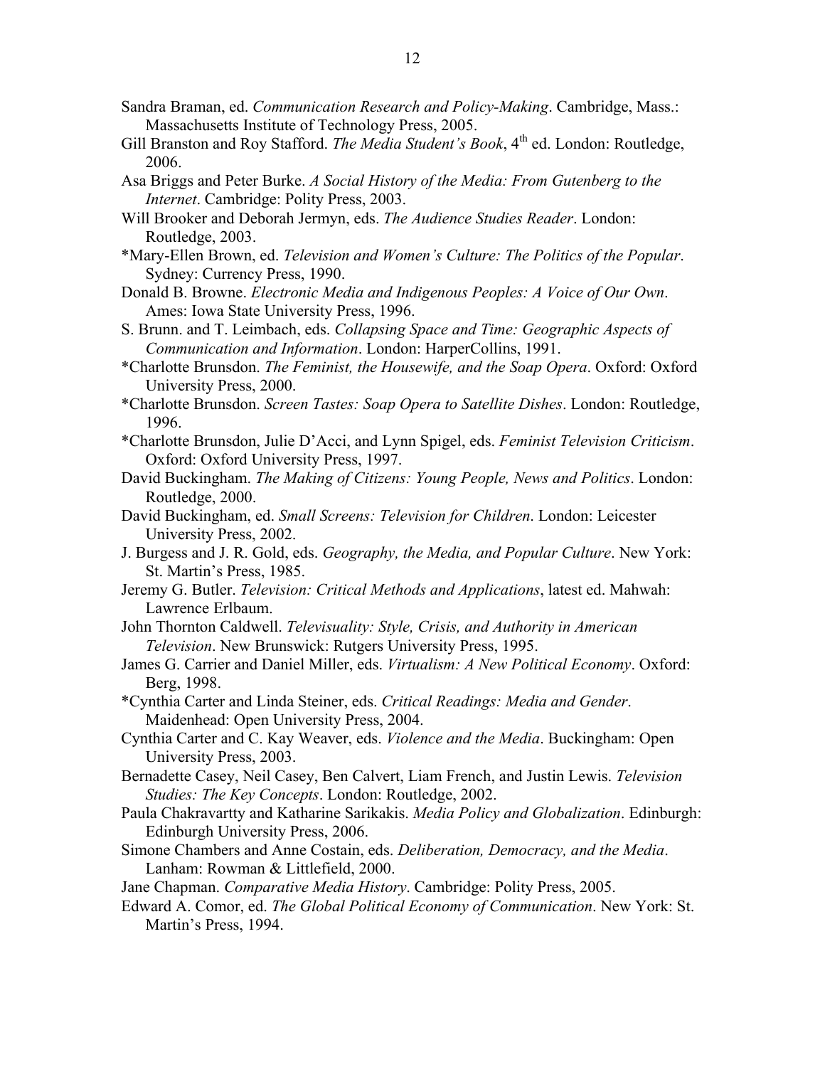Sandra Braman, ed. *Communication Research and Policy-Making*. Cambridge, Mass.: Massachusetts Institute of Technology Press, 2005.

Gill Branston and Roy Stafford. *The Media Student's Book*, 4th ed. London: Routledge, 2006.

Asa Briggs and Peter Burke. *A Social History of the Media: From Gutenberg to the Internet*. Cambridge: Polity Press, 2003.

Will Brooker and Deborah Jermyn, eds. *The Audience Studies Reader*. London: Routledge, 2003.

*Mary-Ellen Brown, ed. *Television and Women's Culture: The Politics of the Popular*. Sydney: Currency Press, 1990.

Donald B. Browne. *Electronic Media and Indigenous Peoples: A Voice of Our Own*. Ames: Iowa State University Press, 1996.

S. Brunn. and T. Leimbach, eds. *Collapsing Space and Time: Geographic Aspects of Communication and Information*. London: HarperCollins, 1991.

*Charlotte Brunsdon. *The Feminist, the Housewife, and the Soap Opera*. Oxford: Oxford University Press, 2000.

*Charlotte Brunsdon. *Screen Tastes: Soap Opera to Satellite Dishes*. London: Routledge, 1996.

*Charlotte Brunsdon, Julie D'Acci, and Lynn Spigel, eds. *Feminist Television Criticism*. Oxford: Oxford University Press, 1997.

David Buckingham. *The Making of Citizens: Young People, News and Politics*. London: Routledge, 2000.

David Buckingham, ed. *Small Screens: Television for Children*. London: Leicester University Press, 2002.

J. Burgess and J. R. Gold, eds. *Geography, the Media, and Popular Culture*. New York: St. Martin's Press, 1985.

Jeremy G. Butler. *Television: Critical Methods and Applications*, latest ed. Mahwah: Lawrence Erlbaum.

John Thornton Caldwell. *Televisuality: Style, Crisis, and Authority in American Television*. New Brunswick: Rutgers University Press, 1995.

James G. Carrier and Daniel Miller, eds. *Virtualism: A New Political Economy*. Oxford: Berg, 1998.

*Cynthia Carter and Linda Steiner, eds. *Critical Readings: Media and Gender*. Maidenhead: Open University Press, 2004.

Cynthia Carter and C. Kay Weaver, eds. *Violence and the Media*. Buckingham: Open University Press, 2003.

Bernadette Casey, Neil Casey, Ben Calvert, Liam French, and Justin Lewis. *Television Studies: The Key Concepts*. London: Routledge, 2002.

Paula Chakravartty and Katharine Sarikakis. *Media Policy and Globalization*. Edinburgh: Edinburgh University Press, 2006.

Simone Chambers and Anne Costain, eds. *Deliberation, Democracy, and the Media*. Lanham: Rowman & Littlefield, 2000.

Jane Chapman. *Comparative Media History*. Cambridge: Polity Press, 2005.

Edward A. Comor, ed. *The Global Political Economy of Communication*. New York: St. Martin's Press, 1994.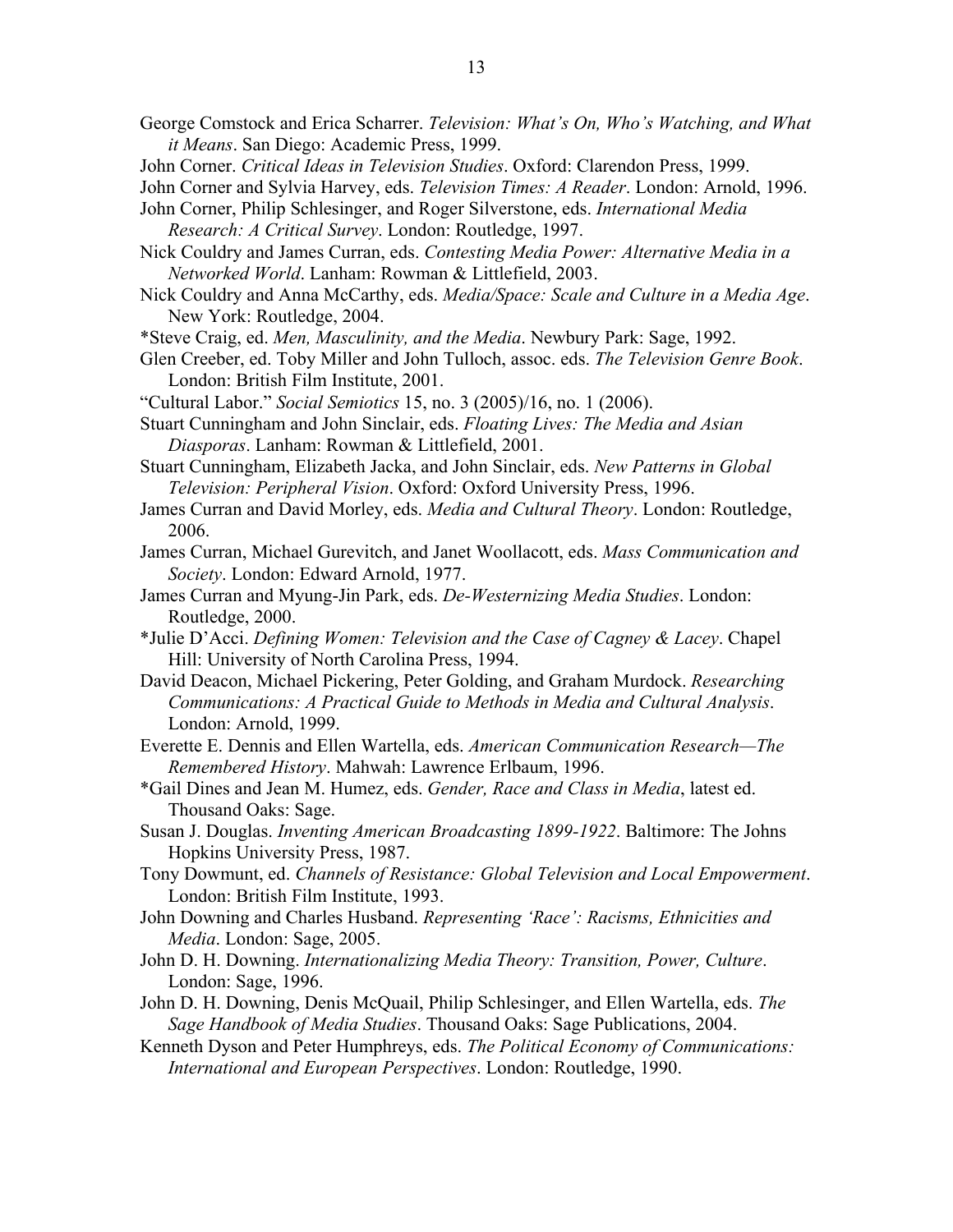George Comstock and Erica Scharrer. *Television: What's On, Who's Watching, and What it Means*. San Diego: Academic Press, 1999.

John Corner. *Critical Ideas in Television Studies*. Oxford: Clarendon Press, 1999.

John Corner and Sylvia Harvey, eds. *Television Times: A Reader*. London: Arnold, 1996.

John Corner, Philip Schlesinger, and Roger Silverstone, eds. *International Media Research: A Critical Survey*. London: Routledge, 1997.

Nick Couldry and James Curran, eds. *Contesting Media Power: Alternative Media in a Networked World*. Lanham: Rowman & Littlefield, 2003.

Nick Couldry and Anna McCarthy, eds. *Media/Space: Scale and Culture in a Media Age*. New York: Routledge, 2004.

*Steve Craig, ed. *Men, Masculinity, and the Media*. Newbury Park: Sage, 1992.

Glen Creeber, ed. Toby Miller and John Tulloch, assoc. eds. *The Television Genre Book*. London: British Film Institute, 2001.

"Cultural Labor." *Social Semiotics* 15, no. 3 (2005)/16, no. 1 (2006).

Stuart Cunningham and John Sinclair, eds. *Floating Lives: The Media and Asian Diasporas*. Lanham: Rowman & Littlefield, 2001.

Stuart Cunningham, Elizabeth Jacka, and John Sinclair, eds. *New Patterns in Global Television: Peripheral Vision*. Oxford: Oxford University Press, 1996.

James Curran and David Morley, eds. *Media and Cultural Theory*. London: Routledge, 2006.

James Curran, Michael Gurevitch, and Janet Woollacott, eds. *Mass Communication and Society*. London: Edward Arnold, 1977.

James Curran and Myung-Jin Park, eds. *De-Westernizing Media Studies*. London: Routledge, 2000.

*Julie D'Acci. *Defining Women: Television and the Case of Cagney & Lacey*. Chapel Hill: University of North Carolina Press, 1994.

David Deacon, Michael Pickering, Peter Golding, and Graham Murdock. *Researching Communications: A Practical Guide to Methods in Media and Cultural Analysis*. London: Arnold, 1999.

Everette E. Dennis and Ellen Wartella, eds. *American Communication Research—The Remembered History*. Mahwah: Lawrence Erlbaum, 1996.

*Gail Dines and Jean M. Humez, eds. *Gender, Race and Class in Media*, latest ed. Thousand Oaks: Sage.

Susan J. Douglas. *Inventing American Broadcasting 1899-1922*. Baltimore: The Johns Hopkins University Press, 1987.

Tony Dowmunt, ed. *Channels of Resistance: Global Television and Local Empowerment*. London: British Film Institute, 1993.

John Downing and Charles Husband. *Representing 'Race': Racisms, Ethnicities and Media*. London: Sage, 2005.

John D. H. Downing. *Internationalizing Media Theory: Transition, Power, Culture*. London: Sage, 1996.

John D. H. Downing, Denis McQuail, Philip Schlesinger, and Ellen Wartella, eds. *The Sage Handbook of Media Studies*. Thousand Oaks: Sage Publications, 2004.

Kenneth Dyson and Peter Humphreys, eds. *The Political Economy of Communications: International and European Perspectives*. London: Routledge, 1990.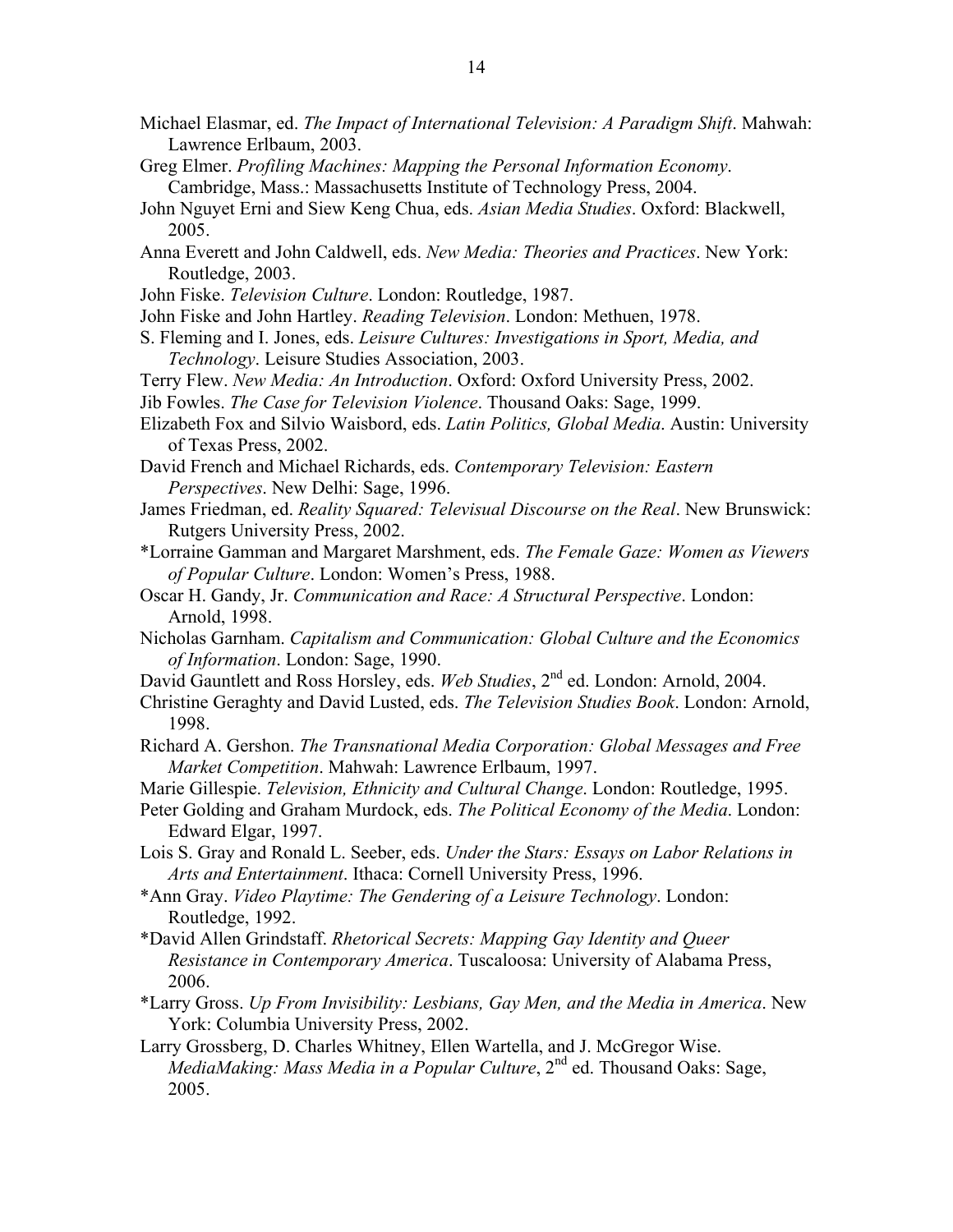Michael Elasmar, ed. *The Impact of International Television: A Paradigm Shift*. Mahwah: Lawrence Erlbaum, 2003.

Greg Elmer. *Profiling Machines: Mapping the Personal Information Economy*. Cambridge, Mass.: Massachusetts Institute of Technology Press, 2004.

John Nguyet Erni and Siew Keng Chua, eds. *Asian Media Studies*. Oxford: Blackwell, 2005.

Anna Everett and John Caldwell, eds. *New Media: Theories and Practices*. New York: Routledge, 2003.

John Fiske. *Television Culture*. London: Routledge, 1987.

John Fiske and John Hartley. *Reading Television*. London: Methuen, 1978.

S. Fleming and I. Jones, eds. *Leisure Cultures: Investigations in Sport, Media, and Technology*. Leisure Studies Association, 2003.

Terry Flew. *New Media: An Introduction*. Oxford: Oxford University Press, 2002.

Jib Fowles. *The Case for Television Violence*. Thousand Oaks: Sage, 1999.

Elizabeth Fox and Silvio Waisbord, eds. *Latin Politics, Global Media*. Austin: University of Texas Press, 2002.

David French and Michael Richards, eds. *Contemporary Television: Eastern Perspectives*. New Delhi: Sage, 1996.

James Friedman, ed. *Reality Squared: Televisual Discourse on the Real*. New Brunswick: Rutgers University Press, 2002.

*Lorraine Gamman and Margaret Marshment, eds. *The Female Gaze: Women as Viewers of Popular Culture*. London: Women's Press, 1988.

Oscar H. Gandy, Jr. *Communication and Race: A Structural Perspective*. London: Arnold, 1998.

Nicholas Garnham. *Capitalism and Communication: Global Culture and the Economics of Information*. London: Sage, 1990.

David Gauntlett and Ross Horsley, eds. *Web Studies*, 2nd ed. London: Arnold, 2004.

Christine Geraghty and David Lusted, eds. *The Television Studies Book*. London: Arnold, 1998.

Richard A. Gershon. *The Transnational Media Corporation: Global Messages and Free Market Competition*. Mahwah: Lawrence Erlbaum, 1997.

Marie Gillespie. *Television, Ethnicity and Cultural Change*. London: Routledge, 1995.

Peter Golding and Graham Murdock, eds. *The Political Economy of the Media*. London: Edward Elgar, 1997.

Lois S. Gray and Ronald L. Seeber, eds. *Under the Stars: Essays on Labor Relations in Arts and Entertainment*. Ithaca: Cornell University Press, 1996.

*Ann Gray. *Video Playtime: The Gendering of a Leisure Technology*. London: Routledge, 1992.

*David Allen Grindstaff. *Rhetorical Secrets: Mapping Gay Identity and Queer Resistance in Contemporary America*. Tuscaloosa: University of Alabama Press, 2006.

*Larry Gross. *Up From Invisibility: Lesbians, Gay Men, and the Media in America*. New York: Columbia University Press, 2002.

Larry Grossberg, D. Charles Whitney, Ellen Wartella, and J. McGregor Wise. *MediaMaking: Mass Media in a Popular Culture*, 2nd ed. Thousand Oaks: Sage, 2005.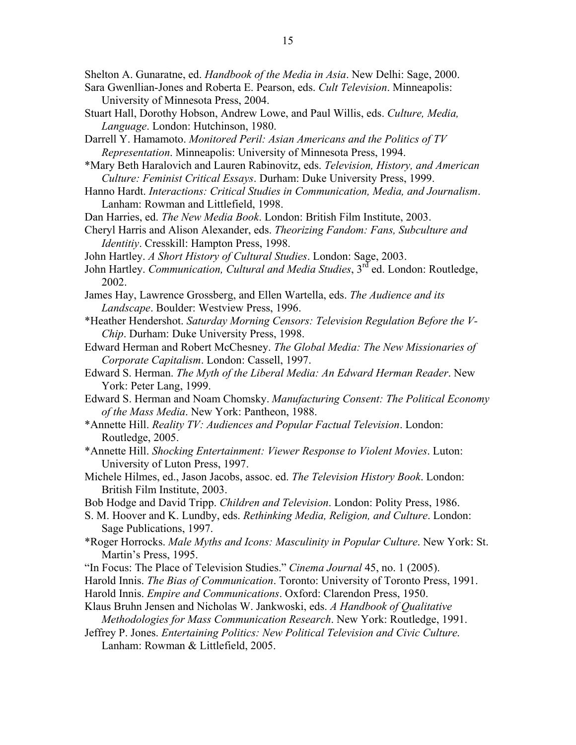Shelton A. Gunaratne, ed. *Handbook of the Media in Asia*. New Delhi: Sage, 2000.

Sara Gwenllian-Jones and Roberta E. Pearson, eds. *Cult Television*. Minneapolis: University of Minnesota Press, 2004.

Stuart Hall, Dorothy Hobson, Andrew Lowe, and Paul Willis, eds. *Culture, Media, Language*. London: Hutchinson, 1980.

Darrell Y. Hamamoto. *Monitored Peril: Asian Americans and the Politics of TV Representation*. Minneapolis: University of Minnesota Press, 1994.

*Mary Beth Haralovich and Lauren Rabinovitz, eds. *Television, History, and American Culture: Feminist Critical Essays*. Durham: Duke University Press, 1999.

Hanno Hardt. *Interactions: Critical Studies in Communication, Media, and Journalism*. Lanham: Rowman and Littlefield, 1998.

Dan Harries, ed. *The New Media Book*. London: British Film Institute, 2003.

Cheryl Harris and Alison Alexander, eds. *Theorizing Fandom: Fans, Subculture and Identitiy*. Cresskill: Hampton Press, 1998.

John Hartley. *A Short History of Cultural Studies*. London: Sage, 2003.

John Hartley. *Communication, Cultural and Media Studies*, 3rd ed. London: Routledge, 2002.

James Hay, Lawrence Grossberg, and Ellen Wartella, eds. *The Audience and its Landscape*. Boulder: Westview Press, 1996.

*Heather Hendershot. *Saturday Morning Censors: Television Regulation Before the V-Chip*. Durham: Duke University Press, 1998.

Edward Herman and Robert McChesney. *The Global Media: The New Missionaries of Corporate Capitalism*. London: Cassell, 1997.

Edward S. Herman. *The Myth of the Liberal Media: An Edward Herman Reader*. New York: Peter Lang, 1999.

Edward S. Herman and Noam Chomsky. *Manufacturing Consent: The Political Economy of the Mass Media*. New York: Pantheon, 1988.

*Annette Hill. *Reality TV: Audiences and Popular Factual Television*. London: Routledge, 2005.

*Annette Hill. *Shocking Entertainment: Viewer Response to Violent Movies*. Luton: University of Luton Press, 1997.

Michele Hilmes, ed., Jason Jacobs, assoc. ed. *The Television History Book*. London: British Film Institute, 2003.

Bob Hodge and David Tripp. *Children and Television*. London: Polity Press, 1986.

S. M. Hoover and K. Lundby, eds. *Rethinking Media, Religion, and Culture*. London: Sage Publications, 1997.

*Roger Horrocks. *Male Myths and Icons: Masculinity in Popular Culture*. New York: St. Martin's Press, 1995.

"In Focus: The Place of Television Studies." *Cinema Journal* 45, no. 1 (2005).

Harold Innis. *The Bias of Communication*. Toronto: University of Toronto Press, 1991.

Harold Innis. *Empire and Communications*. Oxford: Clarendon Press, 1950.

Klaus Bruhn Jensen and Nicholas W. Jankwoski, eds. *A Handbook of Qualitative Methodologies for Mass Communication Research*. New York: Routledge, 1991.

Jeffrey P. Jones. *Entertaining Politics: New Political Television and Civic Culture*. Lanham: Rowman & Littlefield, 2005.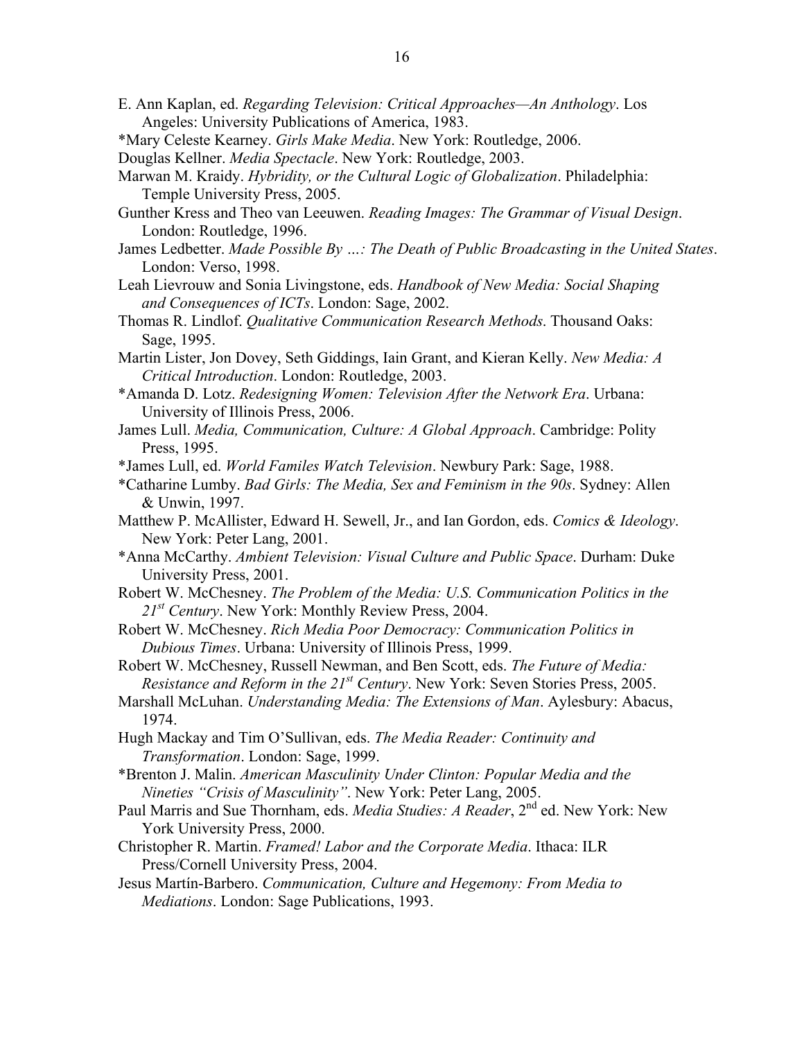E. Ann Kaplan, ed. *Regarding Television: Critical Approaches—An Anthology*. Los Angeles: University Publications of America, 1983.

*Mary Celeste Kearney. *Girls Make Media*. New York: Routledge, 2006.

Douglas Kellner. *Media Spectacle*. New York: Routledge, 2003.

Marwan M. Kraidy. *Hybridity, or the Cultural Logic of Globalization*. Philadelphia: Temple University Press, 2005.

Gunther Kress and Theo van Leeuwen. *Reading Images: The Grammar of Visual Design*. London: Routledge, 1996.

James Ledbetter. *Made Possible By …: The Death of Public Broadcasting in the United States*. London: Verso, 1998.

Leah Lievrouw and Sonia Livingstone, eds. *Handbook of New Media: Social Shaping and Consequences of ICTs*. London: Sage, 2002.

Thomas R. Lindlof. *Qualitative Communication Research Methods*. Thousand Oaks: Sage, 1995.

Martin Lister, Jon Dovey, Seth Giddings, Iain Grant, and Kieran Kelly. *New Media: A Critical Introduction*. London: Routledge, 2003.

*Amanda D. Lotz. *Redesigning Women: Television After the Network Era*. Urbana: University of Illinois Press, 2006.

James Lull. *Media, Communication, Culture: A Global Approach*. Cambridge: Polity Press, 1995.

*James Lull, ed. *World Familes Watch Television*. Newbury Park: Sage, 1988.

*Catharine Lumby. *Bad Girls: The Media, Sex and Feminism in the 90s*. Sydney: Allen & Unwin, 1997.

Matthew P. McAllister, Edward H. Sewell, Jr., and Ian Gordon, eds. *Comics & Ideology*. New York: Peter Lang, 2001.

*Anna McCarthy. *Ambient Television: Visual Culture and Public Space*. Durham: Duke University Press, 2001.

Robert W. McChesney. *The Problem of the Media: U.S. Communication Politics in the 21st Century*. New York: Monthly Review Press, 2004.

Robert W. McChesney. *Rich Media Poor Democracy: Communication Politics in Dubious Times*. Urbana: University of Illinois Press, 1999.

Robert W. McChesney, Russell Newman, and Ben Scott, eds. *The Future of Media: Resistance and Reform in the 21st Century*. New York: Seven Stories Press, 2005.

Marshall McLuhan. *Understanding Media: The Extensions of Man*. Aylesbury: Abacus, 1974.

Hugh Mackay and Tim O'Sullivan, eds. *The Media Reader: Continuity and Transformation*. London: Sage, 1999.

*Brenton J. Malin. *American Masculinity Under Clinton: Popular Media and the Nineties "Crisis of Masculinity"*. New York: Peter Lang, 2005.

Paul Marris and Sue Thornham, eds. *Media Studies: A Reader*, 2nd ed. New York: New York University Press, 2000.

Christopher R. Martin. *Framed! Labor and the Corporate Media*. Ithaca: ILR Press/Cornell University Press, 2004.

Jesus Martín-Barbero. *Communication, Culture and Hegemony: From Media to Mediations*. London: Sage Publications, 1993.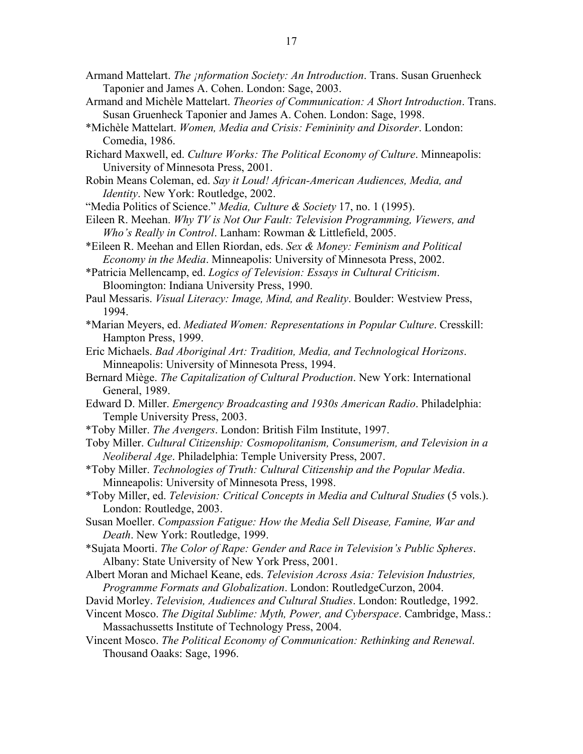Armand Mattelart. *The ¡nformation Society: An Introduction*. Trans. Susan Gruenheck Taponier and James A. Cohen. London: Sage, 2003.

Armand and Michèle Mattelart. *Theories of Communication: A Short Introduction*. Trans. Susan Gruenheck Taponier and James A. Cohen. London: Sage, 1998.

*Michèle Mattelart. *Women, Media and Crisis: Femininity and Disorder*. London: Comedia, 1986.

Richard Maxwell, ed. *Culture Works: The Political Economy of Culture*. Minneapolis: University of Minnesota Press, 2001.

Robin Means Coleman, ed. *Say it Loud! African-American Audiences, Media, and Identity*. New York: Routledge, 2002.

"Media Politics of Science." *Media, Culture & Society* 17, no. 1 (1995).

Eileen R. Meehan. *Why TV is Not Our Fault: Television Programming, Viewers, and Who's Really in Control*. Lanham: Rowman & Littlefield, 2005.

*Eileen R. Meehan and Ellen Riordan, eds. *Sex & Money: Feminism and Political Economy in the Media*. Minneapolis: University of Minnesota Press, 2002.

*Patricia Mellencamp, ed. *Logics of Television: Essays in Cultural Criticism*. Bloomington: Indiana University Press, 1990.

Paul Messaris. *Visual Literacy: Image, Mind, and Reality*. Boulder: Westview Press, 1994.

*Marian Meyers, ed. *Mediated Women: Representations in Popular Culture*. Cresskill: Hampton Press, 1999.

Eric Michaels. *Bad Aboriginal Art: Tradition, Media, and Technological Horizons*. Minneapolis: University of Minnesota Press, 1994.

Bernard Miège. *The Capitalization of Cultural Production*. New York: International General, 1989.

Edward D. Miller. *Emergency Broadcasting and 1930s American Radio*. Philadelphia: Temple University Press, 2003.

*Toby Miller. *The Avengers*. London: British Film Institute, 1997.

Toby Miller. *Cultural Citizenship: Cosmopolitanism, Consumerism, and Television in a Neoliberal Age*. Philadelphia: Temple University Press, 2007.

*Toby Miller. *Technologies of Truth: Cultural Citizenship and the Popular Media*. Minneapolis: University of Minnesota Press, 1998.

*Toby Miller, ed. *Television: Critical Concepts in Media and Cultural Studies* (5 vols.). London: Routledge, 2003.

Susan Moeller. *Compassion Fatigue: How the Media Sell Disease, Famine, War and Death*. New York: Routledge, 1999.

*Sujata Moorti. *The Color of Rape: Gender and Race in Television's Public Spheres*. Albany: State University of New York Press, 2001.

Albert Moran and Michael Keane, eds. *Television Across Asia: Television Industries, Programme Formats and Globalization*. London: RoutledgeCurzon, 2004.

David Morley. *Television, Audiences and Cultural Studies*. London: Routledge, 1992.

Vincent Mosco. *The Digital Sublime: Myth, Power, and Cyberspace*. Cambridge, Mass.: Massachussetts Institute of Technology Press, 2004.

Vincent Mosco. *The Political Economy of Communication: Rethinking and Renewal*. Thousand Oaaks: Sage, 1996.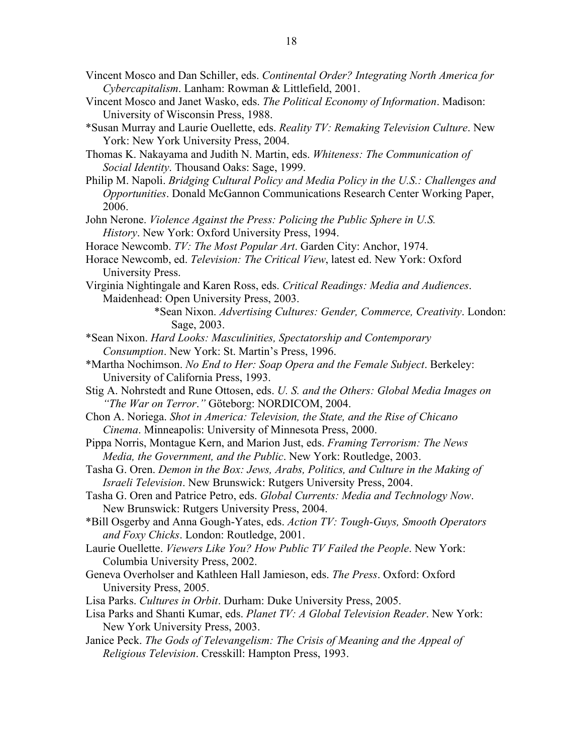Vincent Mosco and Dan Schiller, eds. *Continental Order? Integrating North America for Cybercapitalism*. Lanham: Rowman & Littlefield, 2001.

Vincent Mosco and Janet Wasko, eds. *The Political Economy of Information*. Madison: University of Wisconsin Press, 1988.

*Susan Murray and Laurie Ouellette, eds. *Reality TV: Remaking Television Culture*. New York: New York University Press, 2004.

Thomas K. Nakayama and Judith N. Martin, eds. *Whiteness: The Communication of Social Identity*. Thousand Oaks: Sage, 1999.

Philip M. Napoli. *Bridging Cultural Policy and Media Policy in the U.S.: Challenges and Opportunities*. Donald McGannon Communications Research Center Working Paper, 2006.

John Nerone. *Violence Against the Press: Policing the Public Sphere in U.S. History*. New York: Oxford University Press, 1994.

Horace Newcomb. *TV: The Most Popular Art*. Garden City: Anchor, 1974.

Horace Newcomb, ed. *Television: The Critical View*, latest ed. New York: Oxford University Press.

Virginia Nightingale and Karen Ross, eds. *Critical Readings: Media and Audiences*. Maidenhead: Open University Press, 2003.

*Sean Nixon. *Advertising Cultures: Gender, Commerce, Creativity*. London: Sage, 2003.

*Sean Nixon. *Hard Looks: Masculinities, Spectatorship and Contemporary Consumption*. New York: St. Martin's Press, 1996.

*Martha Nochimson. *No End to Her: Soap Opera and the Female Subject*. Berkeley: University of California Press, 1993.

Stig A. Nohrstedt and Rune Ottosen, eds. *U. S. and the Others: Global Media Images on "The War on Terror*.*"* Göteborg: NORDICOM, 2004.

Chon A. Noriega. *Shot in America: Television, the State, and the Rise of Chicano Cinema*. Minneapolis: University of Minnesota Press, 2000.

Pippa Norris, Montague Kern, and Marion Just, eds. *Framing Terrorism: The News Media, the Government, and the Public*. New York: Routledge, 2003.

Tasha G. Oren. *Demon in the Box: Jews, Arabs, Politics, and Culture in the Making of Israeli Television*. New Brunswick: Rutgers University Press, 2004.

Tasha G. Oren and Patrice Petro, eds. *Global Currents: Media and Technology Now*. New Brunswick: Rutgers University Press, 2004.

*Bill Osgerby and Anna Gough-Yates, eds. *Action TV: Tough-Guys, Smooth Operators and Foxy Chicks*. London: Routledge, 2001.

Laurie Ouellette. *Viewers Like You? How Public TV Failed the People*. New York: Columbia University Press, 2002.

Geneva Overholser and Kathleen Hall Jamieson, eds. *The Press*. Oxford: Oxford University Press, 2005.

Lisa Parks. *Cultures in Orbit*. Durham: Duke University Press, 2005.

Lisa Parks and Shanti Kumar, eds. *Planet TV: A Global Television Reader*. New York: New York University Press, 2003.

Janice Peck. *The Gods of Televangelism: The Crisis of Meaning and the Appeal of Religious Television*. Cresskill: Hampton Press, 1993.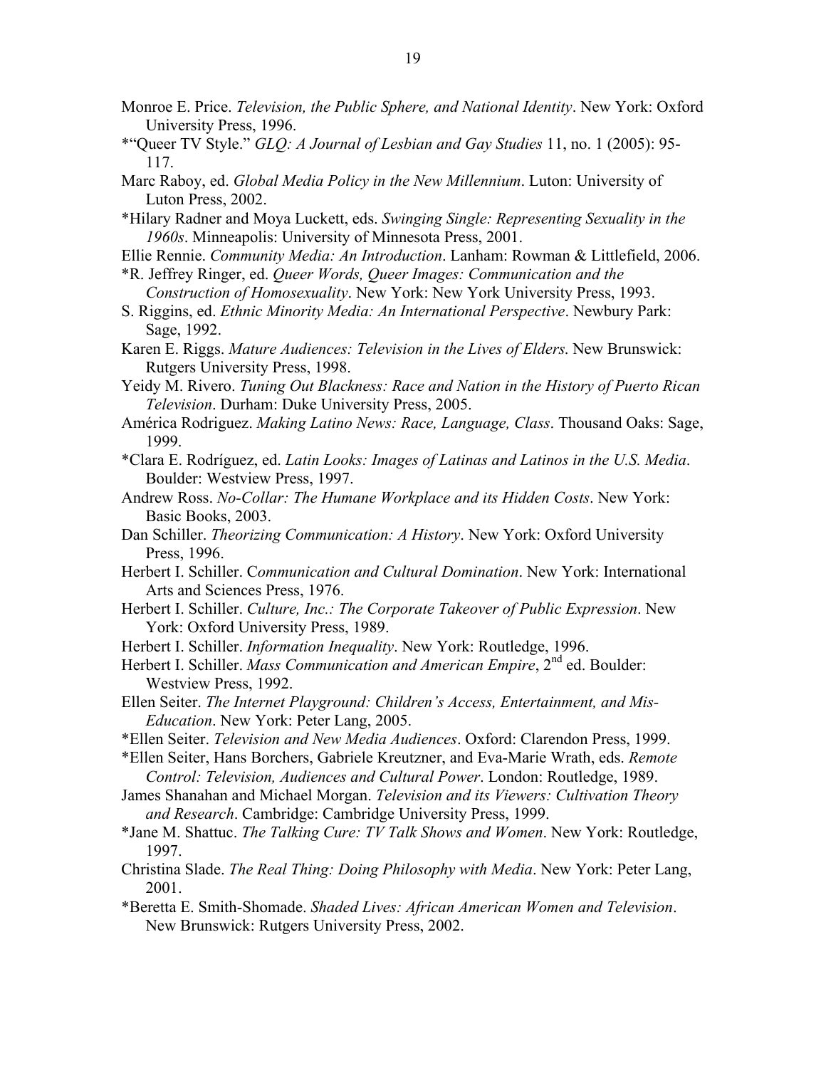Monroe E. Price. *Television, the Public Sphere, and National Identity*. New York: Oxford University Press, 1996.

*"Queer TV Style." *GLQ: A Journal of Lesbian and Gay Studies* 11, no. 1 (2005): 95-117.

Marc Raboy, ed. *Global Media Policy in the New Millennium*. Luton: University of Luton Press, 2002.

*Hilary Radner and Moya Luckett, eds. *Swinging Single: Representing Sexuality in the 1960s*. Minneapolis: University of Minnesota Press, 2001.

Ellie Rennie. *Community Media: An Introduction*. Lanham: Rowman & Littlefield, 2006.

*R. Jeffrey Ringer, ed. *Queer Words, Queer Images: Communication and the Construction of Homosexuality*. New York: New York University Press, 1993.

S. Riggins, ed. *Ethnic Minority Media: An International Perspective*. Newbury Park: Sage, 1992.

Karen E. Riggs. *Mature Audiences: Television in the Lives of Elders*. New Brunswick: Rutgers University Press, 1998.

Yeidy M. Rivero. *Tuning Out Blackness: Race and Nation in the History of Puerto Rican Television*. Durham: Duke University Press, 2005.

América Rodriguez. *Making Latino News: Race, Language, Class*. Thousand Oaks: Sage, 1999.

*Clara E. Rodríguez, ed. *Latin Looks: Images of Latinas and Latinos in the U.S. Media*. Boulder: Westview Press, 1997.

Andrew Ross. *No-Collar: The Humane Workplace and its Hidden Costs*. New York: Basic Books, 2003.

Dan Schiller. *Theorizing Communication: A History*. New York: Oxford University Press, 1996.

Herbert I. Schiller. *Communication and Cultural Domination*. New York: International Arts and Sciences Press, 1976.

Herbert I. Schiller. *Culture, Inc.: The Corporate Takeover of Public Expression*. New York: Oxford University Press, 1989.

Herbert I. Schiller. *Information Inequality*. New York: Routledge, 1996.

Herbert I. Schiller. *Mass Communication and American Empire*, 2nd ed. Boulder: Westview Press, 1992.

Ellen Seiter. *The Internet Playground: Children's Access, Entertainment, and Mis-Education*. New York: Peter Lang, 2005.

*Ellen Seiter. *Television and New Media Audiences*. Oxford: Clarendon Press, 1999.

*Ellen Seiter, Hans Borchers, Gabriele Kreutzner, and Eva-Marie Wrath, eds. *Remote Control: Television, Audiences and Cultural Power*. London: Routledge, 1989.

James Shanahan and Michael Morgan. *Television and its Viewers: Cultivation Theory and Research*. Cambridge: Cambridge University Press, 1999.

*Jane M. Shattuc. *The Talking Cure: TV Talk Shows and Women*. New York: Routledge, 1997.

Christina Slade. *The Real Thing: Doing Philosophy with Media*. New York: Peter Lang, 2001.

*Beretta E. Smith-Shomade. *Shaded Lives: African American Women and Television*. New Brunswick: Rutgers University Press, 2002.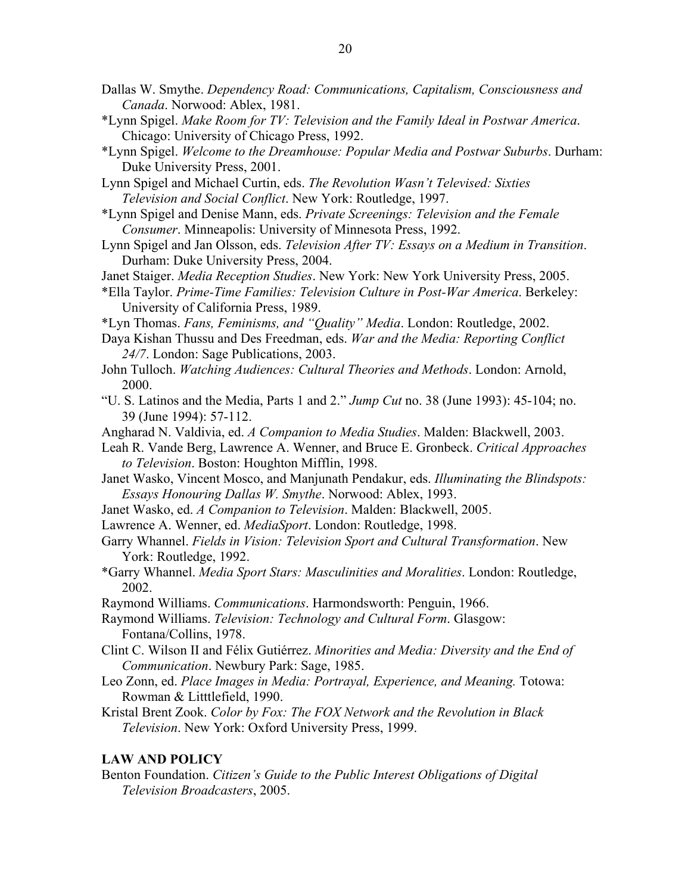Dallas W. Smythe. *Dependency Road: Communications, Capitalism, Consciousness and Canada*. Norwood: Ablex, 1981.

*Lynn Spigel. *Make Room for TV: Television and the Family Ideal in Postwar America*. Chicago: University of Chicago Press, 1992.

*Lynn Spigel. *Welcome to the Dreamhouse: Popular Media and Postwar Suburbs*. Durham: Duke University Press, 2001.

Lynn Spigel and Michael Curtin, eds. *The Revolution Wasn't Televised: Sixties Television and Social Conflict*. New York: Routledge, 1997.

*Lynn Spigel and Denise Mann, eds. *Private Screenings: Television and the Female Consumer*. Minneapolis: University of Minnesota Press, 1992.

Lynn Spigel and Jan Olsson, eds. *Television After TV: Essays on a Medium in Transition*. Durham: Duke University Press, 2004.

Janet Staiger. *Media Reception Studies*. New York: New York University Press, 2005.

*Ella Taylor. *Prime-Time Families: Television Culture in Post-War America*. Berkeley: University of California Press, 1989.

*Lyn Thomas. *Fans, Feminisms, and "Quality" Media*. London: Routledge, 2002.

Daya Kishan Thussu and Des Freedman, eds. *War and the Media: Reporting Conflict 24/7*. London: Sage Publications, 2003.

John Tulloch. *Watching Audiences: Cultural Theories and Methods*. London: Arnold, 2000.

"U. S. Latinos and the Media, Parts 1 and 2." *Jump Cut* no. 38 (June 1993): 45-104; no. 39 (June 1994): 57-112.

Angharad N. Valdivia, ed. *A Companion to Media Studies*. Malden: Blackwell, 2003.

Leah R. Vande Berg, Lawrence A. Wenner, and Bruce E. Gronbeck. *Critical Approaches to Television*. Boston: Houghton Mifflin, 1998.

Janet Wasko, Vincent Mosco, and Manjunath Pendakur, eds. *Illuminating the Blindspots: Essays Honouring Dallas W. Smythe*. Norwood: Ablex, 1993.

Janet Wasko, ed. *A Companion to Television*. Malden: Blackwell, 2005.

Lawrence A. Wenner, ed. *MediaSport*. London: Routledge, 1998.

Garry Whannel. *Fields in Vision: Television Sport and Cultural Transformation*. New York: Routledge, 1992.

*Garry Whannel. *Media Sport Stars: Masculinities and Moralities*. London: Routledge, 2002.

Raymond Williams. *Communications*. Harmondsworth: Penguin, 1966.

Raymond Williams. *Television: Technology and Cultural Form*. Glasgow: Fontana/Collins, 1978.

Clint C. Wilson II and Félix Gutiérrez. *Minorities and Media: Diversity and the End of Communication*. Newbury Park: Sage, 1985.

Leo Zonn, ed. *Place Images in Media: Portrayal, Experience, and Meaning.* Totowa: Rowman & Litttlefield, 1990.

Kristal Brent Zook. *Color by Fox: The FOX Network and the Revolution in Black Television*. New York: Oxford University Press, 1999.

## LAW AND POLICY

Benton Foundation. *Citizen's Guide to the Public Interest Obligations of Digital Television Broadcasters*, 2005.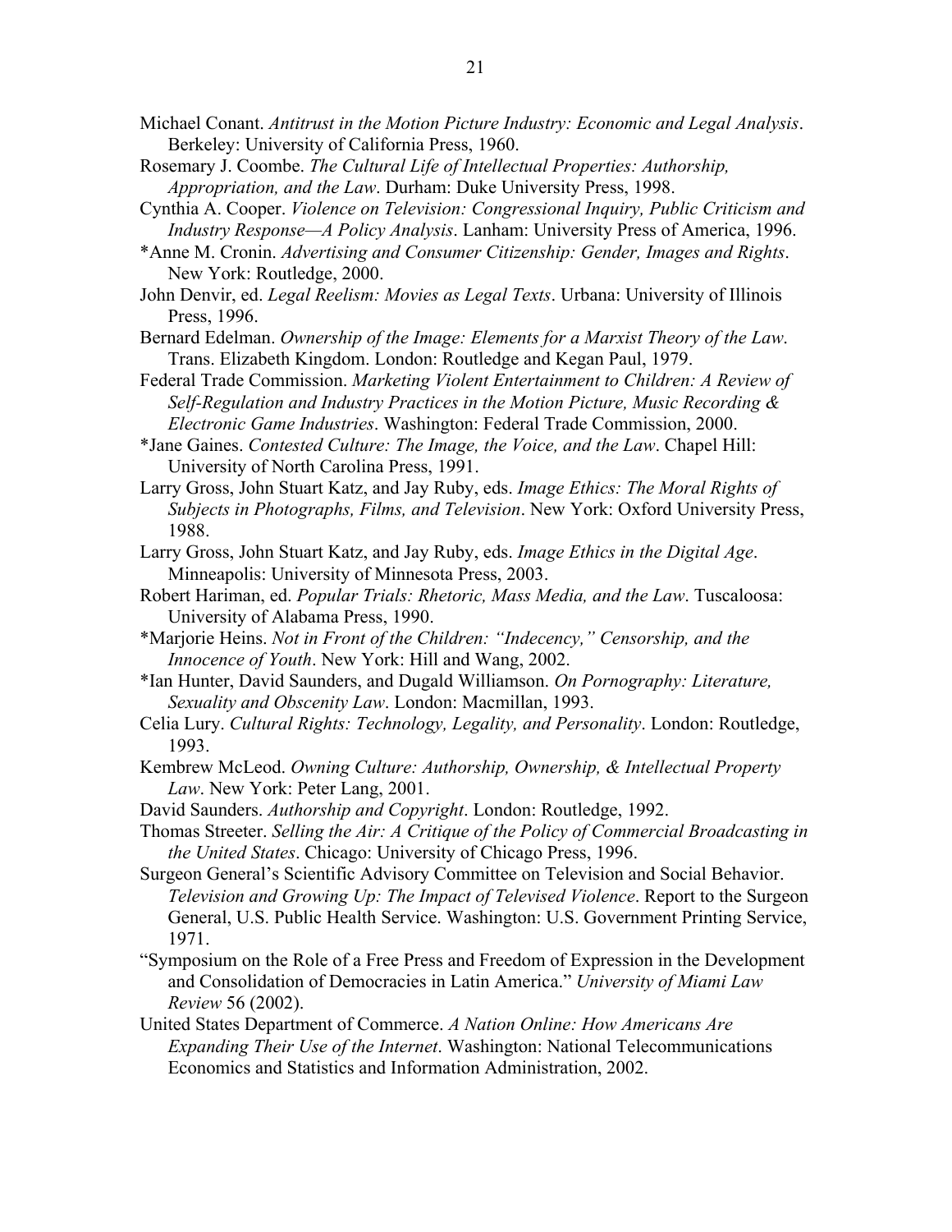Michael Conant. *Antitrust in the Motion Picture Industry: Economic and Legal Analysis*. Berkeley: University of California Press, 1960.

Rosemary J. Coombe. *The Cultural Life of Intellectual Properties: Authorship, Appropriation, and the Law*. Durham: Duke University Press, 1998.

Cynthia A. Cooper. *Violence on Television: Congressional Inquiry, Public Criticism and Industry Response—A Policy Analysis*. Lanham: University Press of America, 1996.

*Anne M. Cronin. *Advertising and Consumer Citizenship: Gender, Images and Rights*. New York: Routledge, 2000.

John Denvir, ed. *Legal Reelism: Movies as Legal Texts*. Urbana: University of Illinois Press, 1996.

Bernard Edelman. *Ownership of the Image: Elements for a Marxist Theory of the Law*. Trans. Elizabeth Kingdom. London: Routledge and Kegan Paul, 1979.

Federal Trade Commission. *Marketing Violent Entertainment to Children: A Review of Self-Regulation and Industry Practices in the Motion Picture, Music Recording & Electronic Game Industries*. Washington: Federal Trade Commission, 2000.

*Jane Gaines. *Contested Culture: The Image, the Voice, and the Law*. Chapel Hill: University of North Carolina Press, 1991.

Larry Gross, John Stuart Katz, and Jay Ruby, eds. *Image Ethics: The Moral Rights of Subjects in Photographs, Films, and Television*. New York: Oxford University Press, 1988.

Larry Gross, John Stuart Katz, and Jay Ruby, eds. *Image Ethics in the Digital Age*. Minneapolis: University of Minnesota Press, 2003.

Robert Hariman, ed. *Popular Trials: Rhetoric, Mass Media, and the Law*. Tuscaloosa: University of Alabama Press, 1990.

*Marjorie Heins. *Not in Front of the Children: "Indecency," Censorship, and the Innocence of Youth*. New York: Hill and Wang, 2002.

*Ian Hunter, David Saunders, and Dugald Williamson. *On Pornography: Literature, Sexuality and Obscenity Law*. London: Macmillan, 1993.

Celia Lury. *Cultural Rights: Technology, Legality, and Personality*. London: Routledge, 1993.

Kembrew McLeod. *Owning Culture: Authorship, Ownership, & Intellectual Property Law*. New York: Peter Lang, 2001.

David Saunders. *Authorship and Copyright*. London: Routledge, 1992.

Thomas Streeter. *Selling the Air: A Critique of the Policy of Commercial Broadcasting in the United States*. Chicago: University of Chicago Press, 1996.

Surgeon General's Scientific Advisory Committee on Television and Social Behavior. *Television and Growing Up: The Impact of Televised Violence*. Report to the Surgeon General, U.S. Public Health Service. Washington: U.S. Government Printing Service, 1971.

"Symposium on the Role of a Free Press and Freedom of Expression in the Development and Consolidation of Democracies in Latin America." *University of Miami Law Review* 56 (2002).

United States Department of Commerce. *A Nation Online: How Americans Are Expanding Their Use of the Internet*. Washington: National Telecommunications Economics and Statistics and Information Administration, 2002.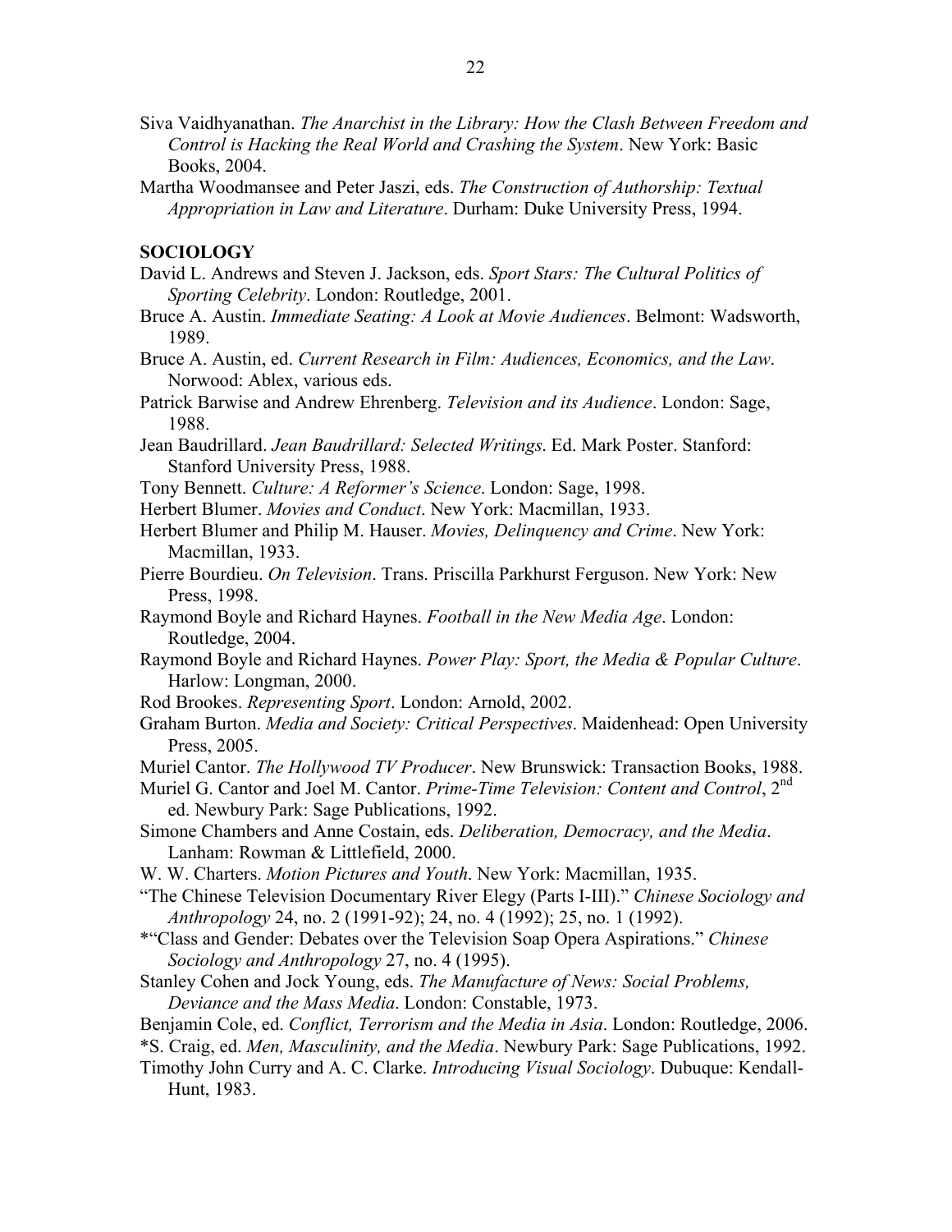Siva Vaidhyanathan. *The Anarchist in the Library: How the Clash Between Freedom and Control is Hacking the Real World and Crashing the System*. New York: Basic Books, 2004.

Martha Woodmansee and Peter Jaszi, eds. *The Construction of Authorship: Textual Appropriation in Law and Literature*. Durham: Duke University Press, 1994.

**SOCIOLOGY**

David L. Andrews and Steven J. Jackson, eds. *Sport Stars: The Cultural Politics of Sporting Celebrity*. London: Routledge, 2001.

Bruce A. Austin. *Immediate Seating: A Look at Movie Audiences*. Belmont: Wadsworth, 1989.

Bruce A. Austin, ed. *Current Research in Film: Audiences, Economics, and the Law*. Norwood: Ablex, various eds.

Patrick Barwise and Andrew Ehrenberg. *Television and its Audience*. London: Sage, 1988.

Jean Baudrillard. *Jean Baudrillard: Selected Writings*. Ed. Mark Poster. Stanford: Stanford University Press, 1988.

Tony Bennett. *Culture: A Reformer's Science*. London: Sage, 1998.

Herbert Blumer. *Movies and Conduct*. New York: Macmillan, 1933.

Herbert Blumer and Philip M. Hauser. *Movies, Delinquency and Crime*. New York: Macmillan, 1933.

Pierre Bourdieu. *On Television*. Trans. Priscilla Parkhurst Ferguson. New York: New Press, 1998.

Raymond Boyle and Richard Haynes. *Football in the New Media Age*. London: Routledge, 2004.

Raymond Boyle and Richard Haynes. *Power Play: Sport, the Media & Popular Culture*. Harlow: Longman, 2000.

Rod Brookes. *Representing Sport*. London: Arnold, 2002.

Graham Burton. *Media and Society: Critical Perspectives*. Maidenhead: Open University Press, 2005.

Muriel Cantor. *The Hollywood TV Producer*. New Brunswick: Transaction Books, 1988.

Muriel G. Cantor and Joel M. Cantor. *Prime-Time Television: Content and Control*, 2nd ed. Newbury Park: Sage Publications, 1992.

Simone Chambers and Anne Costain, eds. *Deliberation, Democracy, and the Media*. Lanham: Rowman & Littlefield, 2000.

W. W. Charters. *Motion Pictures and Youth*. New York: Macmillan, 1935.

"The Chinese Television Documentary River Elegy (Parts I-III)." *Chinese Sociology and Anthropology* 24, no. 2 (1991-92); 24, no. 4 (1992); 25, no. 1 (1992).

*"Class and Gender: Debates over the Television Soap Opera Aspirations." *Chinese Sociology and Anthropology* 27, no. 4 (1995).

Stanley Cohen and Jock Young, eds. *The Manufacture of News: Social Problems, Deviance and the Mass Media*. London: Constable, 1973.

Benjamin Cole, ed. *Conflict, Terrorism and the Media in Asia*. London: Routledge, 2006.

*S. Craig, ed. *Men, Masculinity, and the Media*. Newbury Park: Sage Publications, 1992.

Timothy John Curry and A. C. Clarke. *Introducing Visual Sociology*. Dubuque: Kendall-Hunt, 1983.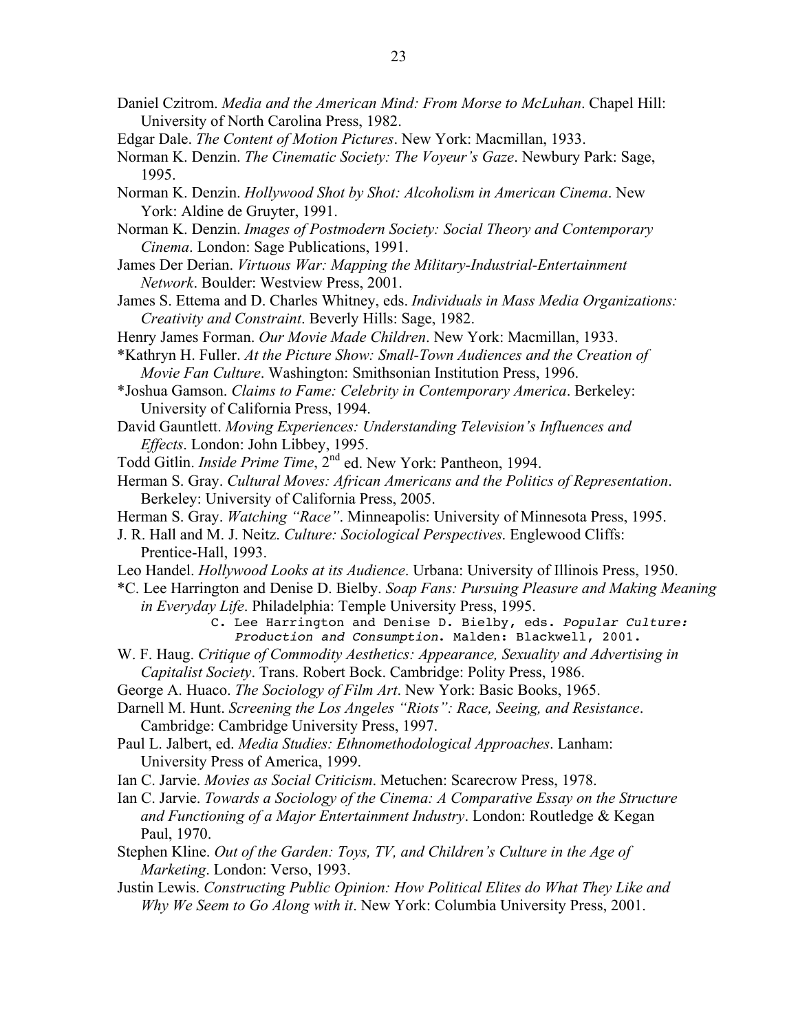Daniel Czitrom. *Media and the American Mind: From Morse to McLuhan*. Chapel Hill: University of North Carolina Press, 1982.

Edgar Dale. *The Content of Motion Pictures*. New York: Macmillan, 1933.

Norman K. Denzin. *The Cinematic Society: The Voyeur's Gaze*. Newbury Park: Sage, 1995.

Norman K. Denzin. *Hollywood Shot by Shot: Alcoholism in American Cinema*. New York: Aldine de Gruyter, 1991.

Norman K. Denzin. *Images of Postmodern Society: Social Theory and Contemporary Cinema*. London: Sage Publications, 1991.

James Der Derian. *Virtuous War: Mapping the Military-Industrial-Entertainment Network*. Boulder: Westview Press, 2001.

James S. Ettema and D. Charles Whitney, eds. *Individuals in Mass Media Organizations: Creativity and Constraint*. Beverly Hills: Sage, 1982.

Henry James Forman. *Our Movie Made Children*. New York: Macmillan, 1933.

*Kathryn H. Fuller. *At the Picture Show: Small-Town Audiences and the Creation of Movie Fan Culture*. Washington: Smithsonian Institution Press, 1996.

*Joshua Gamson. *Claims to Fame: Celebrity in Contemporary America*. Berkeley: University of California Press, 1994.

David Gauntlett. *Moving Experiences: Understanding Television's Influences and Effects*. London: John Libbey, 1995.

Todd Gitlin. *Inside Prime Time*, 2nd ed. New York: Pantheon, 1994.

Herman S. Gray. *Cultural Moves: African Americans and the Politics of Representation*. Berkeley: University of California Press, 2005.

Herman S. Gray. *Watching "Race"*. Minneapolis: University of Minnesota Press, 1995.

J. R. Hall and M. J. Neitz. *Culture: Sociological Perspectives.* Englewood Cliffs: Prentice-Hall, 1993.

Leo Handel. *Hollywood Looks at its Audience*. Urbana: University of Illinois Press, 1950.

*C. Lee Harrington and Denise D. Bielby. *Soap Fans: Pursuing Pleasure and Making Meaning in Everyday Life*. Philadelphia: Temple University Press, 1995.

C. Lee Harrington and Denise D. Bielby, eds. *Popular Culture: Production and Consumption*. Malden: Blackwell, 2001.

W. F. Haug. *Critique of Commodity Aesthetics: Appearance, Sexuality and Advertising in Capitalist Society*. Trans. Robert Bock. Cambridge: Polity Press, 1986.

George A. Huaco. *The Sociology of Film Art*. New York: Basic Books, 1965.

Darnell M. Hunt. *Screening the Los Angeles "Riots": Race, Seeing, and Resistance*. Cambridge: Cambridge University Press, 1997.

Paul L. Jalbert, ed. *Media Studies: Ethnomethodological Approaches*. Lanham: University Press of America, 1999.

Ian C. Jarvie. *Movies as Social Criticism*. Metuchen: Scarecrow Press, 1978.

Ian C. Jarvie. *Towards a Sociology of the Cinema: A Comparative Essay on the Structure and Functioning of a Major Entertainment Industry*. London: Routledge & Kegan Paul, 1970.

Stephen Kline. *Out of the Garden: Toys, TV, and Children's Culture in the Age of Marketing*. London: Verso, 1993.

Justin Lewis. *Constructing Public Opinion: How Political Elites do What They Like and Why We Seem to Go Along with it*. New York: Columbia University Press, 2001.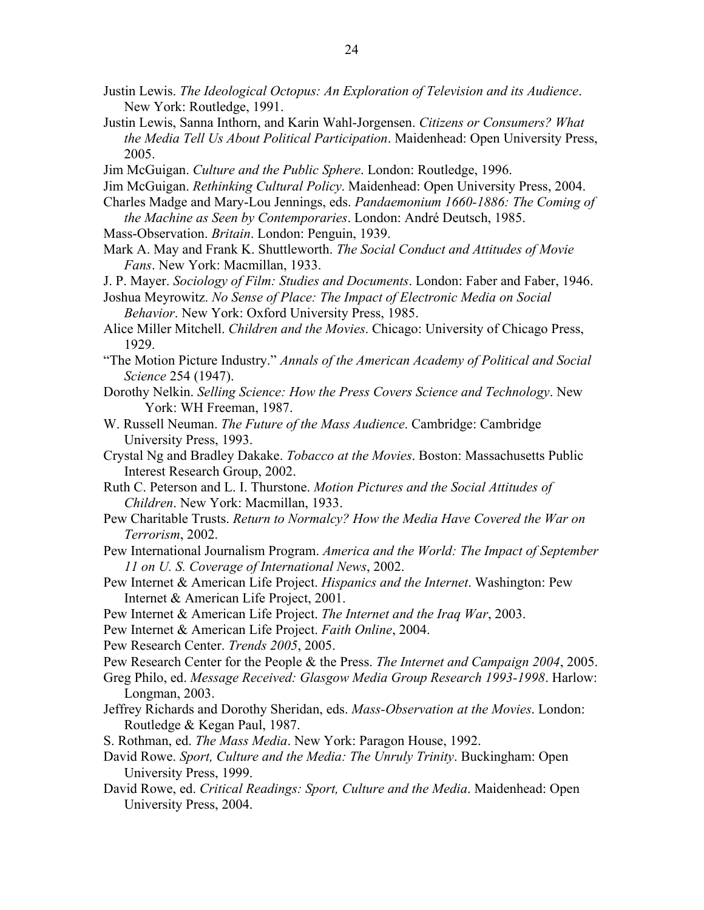Justin Lewis. *The Ideological Octopus: An Exploration of Television and its Audience*. New York: Routledge, 1991.

Justin Lewis, Sanna Inthorn, and Karin Wahl-Jorgensen. *Citizens or Consumers? What the Media Tell Us About Political Participation*. Maidenhead: Open University Press, 2005.

Jim McGuigan. *Culture and the Public Sphere*. London: Routledge, 1996.

Jim McGuigan. *Rethinking Cultural Policy*. Maidenhead: Open University Press, 2004.

Charles Madge and Mary-Lou Jennings, eds. *Pandaemonium 1660-1886: The Coming of the Machine as Seen by Contemporaries*. London: André Deutsch, 1985.

Mass-Observation. *Britain*. London: Penguin, 1939.

Mark A. May and Frank K. Shuttleworth. *The Social Conduct and Attitudes of Movie Fans*. New York: Macmillan, 1933.

J. P. Mayer. *Sociology of Film: Studies and Documents*. London: Faber and Faber, 1946.

Joshua Meyrowitz. *No Sense of Place: The Impact of Electronic Media on Social Behavior*. New York: Oxford University Press, 1985.

Alice Miller Mitchell. *Children and the Movies*. Chicago: University of Chicago Press, 1929.

"The Motion Picture Industry." *Annals of the American Academy of Political and Social Science* 254 (1947).

Dorothy Nelkin. *Selling Science: How the Press Covers Science and Technology*. New York: WH Freeman, 1987.

W. Russell Neuman. *The Future of the Mass Audience*. Cambridge: Cambridge University Press, 1993.

Crystal Ng and Bradley Dakake. *Tobacco at the Movies*. Boston: Massachusetts Public Interest Research Group, 2002.

Ruth C. Peterson and L. I. Thurstone. *Motion Pictures and the Social Attitudes of Children*. New York: Macmillan, 1933.

Pew Charitable Trusts. *Return to Normalcy? How the Media Have Covered the War on Terrorism*, 2002.

Pew International Journalism Program. *America and the World: The Impact of September 11 on U. S. Coverage of International News*, 2002.

Pew Internet & American Life Project. *Hispanics and the Internet*. Washington: Pew Internet & American Life Project, 2001.

Pew Internet & American Life Project. *The Internet and the Iraq War*, 2003.

Pew Internet & American Life Project. *Faith Online*, 2004.

Pew Research Center. *Trends 2005*, 2005.

Pew Research Center for the People & the Press. *The Internet and Campaign 2004*, 2005.

Greg Philo, ed. *Message Received: Glasgow Media Group Research 1993-1998*. Harlow: Longman, 2003.

Jeffrey Richards and Dorothy Sheridan, eds. *Mass-Observation at the Movies*. London: Routledge & Kegan Paul, 1987.

S. Rothman, ed. *The Mass Media*. New York: Paragon House, 1992.

David Rowe. *Sport, Culture and the Media: The Unruly Trinity*. Buckingham: Open University Press, 1999.

David Rowe, ed. *Critical Readings: Sport, Culture and the Media*. Maidenhead: Open University Press, 2004.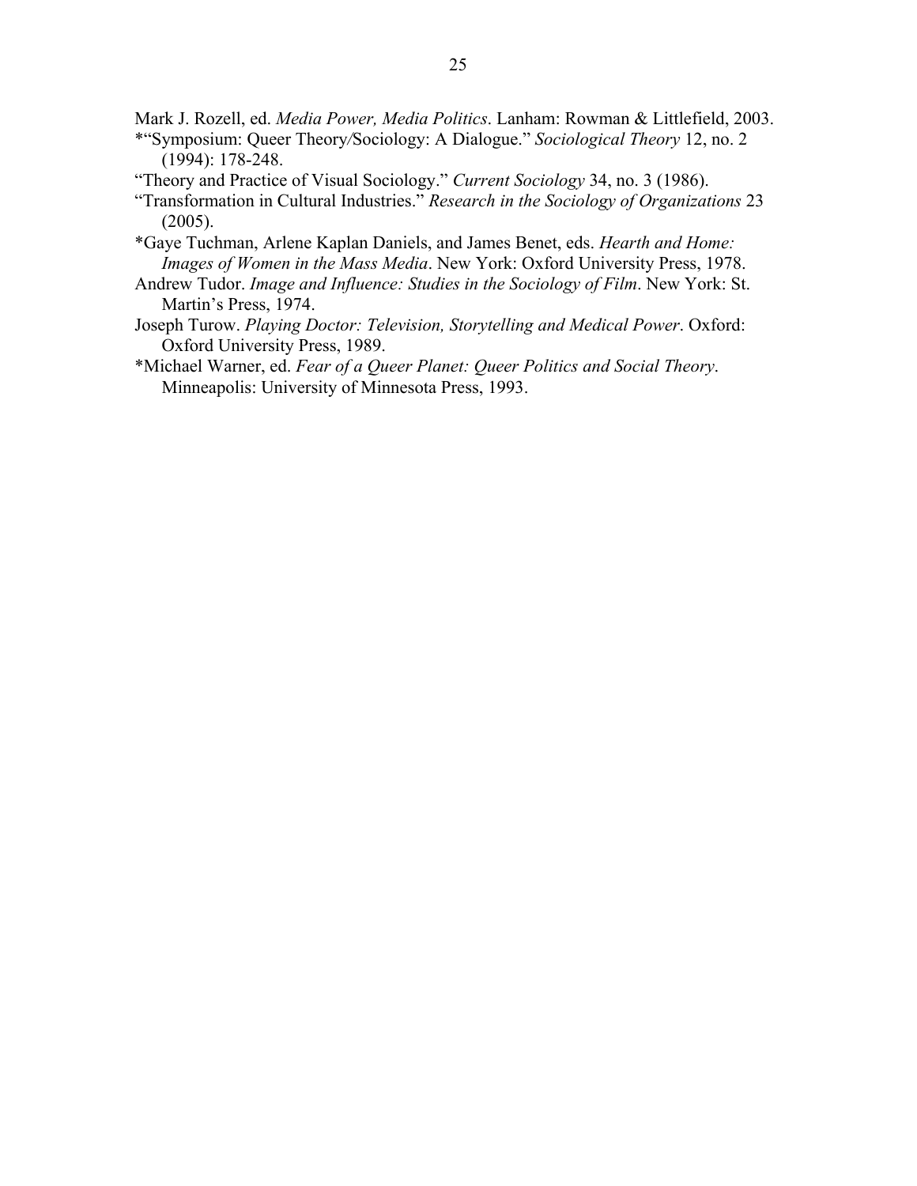Mark J. Rozell, ed. *Media Power, Media Politics*. Lanham: Rowman & Littlefield, 2003.

*"Symposium: Queer Theory/Sociology: A Dialogue." *Sociological Theory* 12, no. 2 (1994): 178-248.

"Theory and Practice of Visual Sociology." *Current Sociology* 34, no. 3 (1986).

"Transformation in Cultural Industries." *Research in the Sociology of Organizations* 23 (2005).

*Gaye Tuchman, Arlene Kaplan Daniels, and James Benet, eds. *Hearth and Home: Images of Women in the Mass Media*. New York: Oxford University Press, 1978.

Andrew Tudor. *Image and Influence: Studies in the Sociology of Film*. New York: St. Martin's Press, 1974.

Joseph Turow. *Playing Doctor: Television, Storytelling and Medical Power*. Oxford: Oxford University Press, 1989.

*Michael Warner, ed. *Fear of a Queer Planet: Queer Politics and Social Theory*. Minneapolis: University of Minnesota Press, 1993.